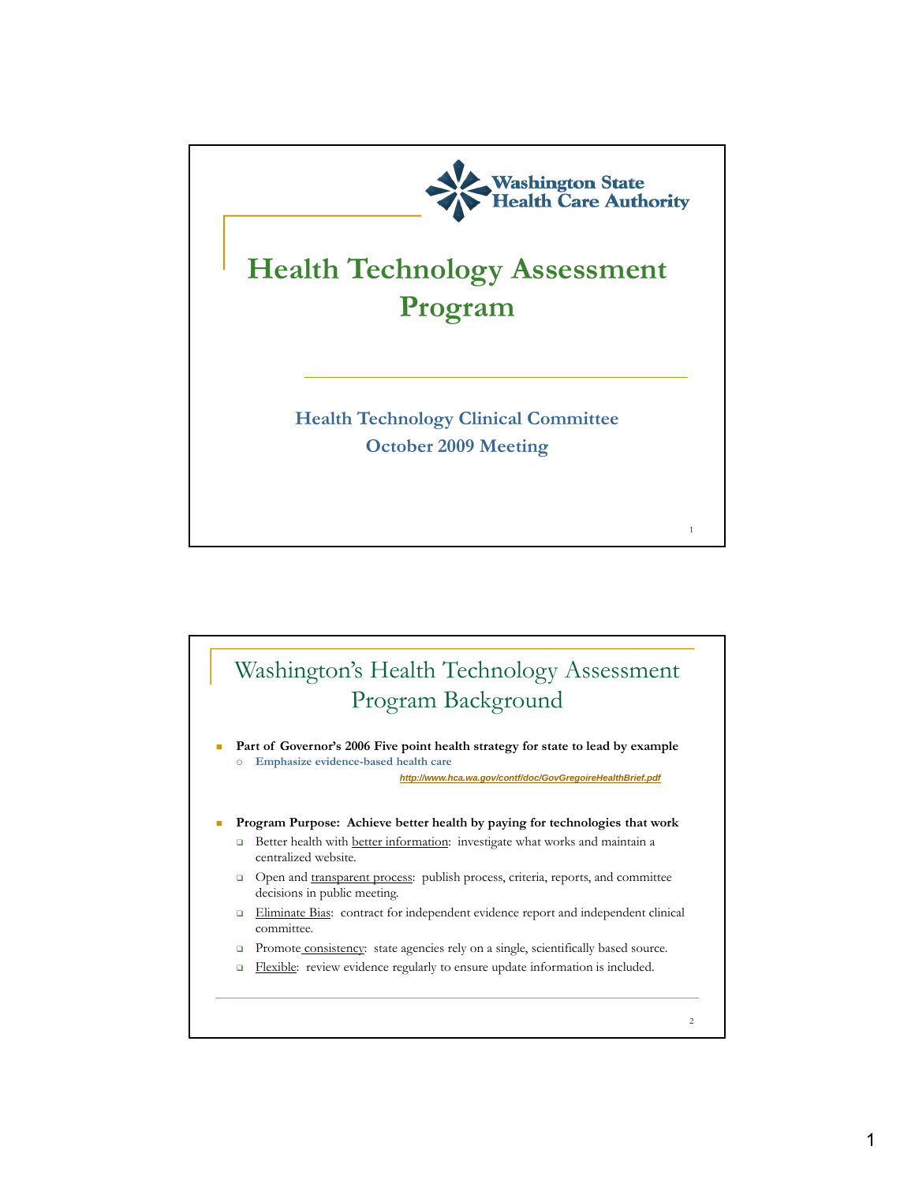Washington State Health Care Authority

# Health Technology Assessment Program

**Health Technology Clinical Committee**
**October 2009 Meeting**

## Washington's Health Technology Assessment Program Background

- **Part of Governor's 2006 Five point health strategy for state to lead by example**
  - **Emphasize evidence-based health care**

    *http://www.hca.wa.gov/contf/doc/GovGregoireHealthBrief.pdf*

- **Program Purpose: Achieve better health by paying for technologies that work**
  - Better health with better information: investigate what works and maintain a centralized website.
  - Open and transparent process: publish process, criteria, reports, and committee decisions in public meeting.
  - Eliminate Bias: contract for independent evidence report and independent clinical committee.
  - Promote consistency: state agencies rely on a single, scientifically based source.
  - Flexible: review evidence regularly to ensure update information is included.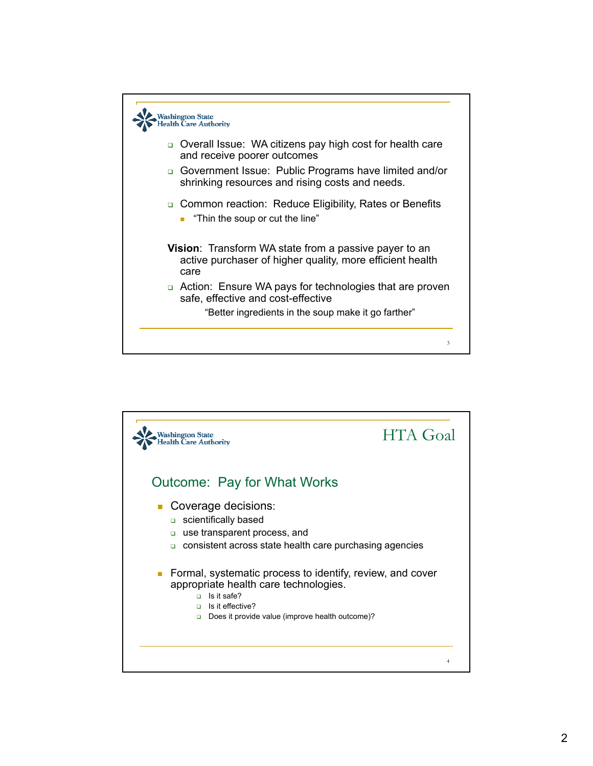Washington State Health Care Authority

- Overall Issue: WA citizens pay high cost for health care and receive poorer outcomes
- Government Issue: Public Programs have limited and/or shrinking resources and rising costs and needs.
- Common reaction: Reduce Eligibility, Rates or Benefits
  - "Thin the soup or cut the line"

**Vision**: Transform WA state from a passive payer to an active purchaser of higher quality, more efficient health care

- Action: Ensure WA pays for technologies that are proven safe, effective and cost-effective

"Better ingredients in the soup make it go farther"

---

Washington State Health Care Authority

## HTA Goal

### Outcome: Pay for What Works

- Coverage decisions:
  - scientifically based
  - use transparent process, and
  - consistent across state health care purchasing agencies
- Formal, systematic process to identify, review, and cover appropriate health care technologies.
  - Is it safe?
  - Is it effective?
  - Does it provide value (improve health outcome)?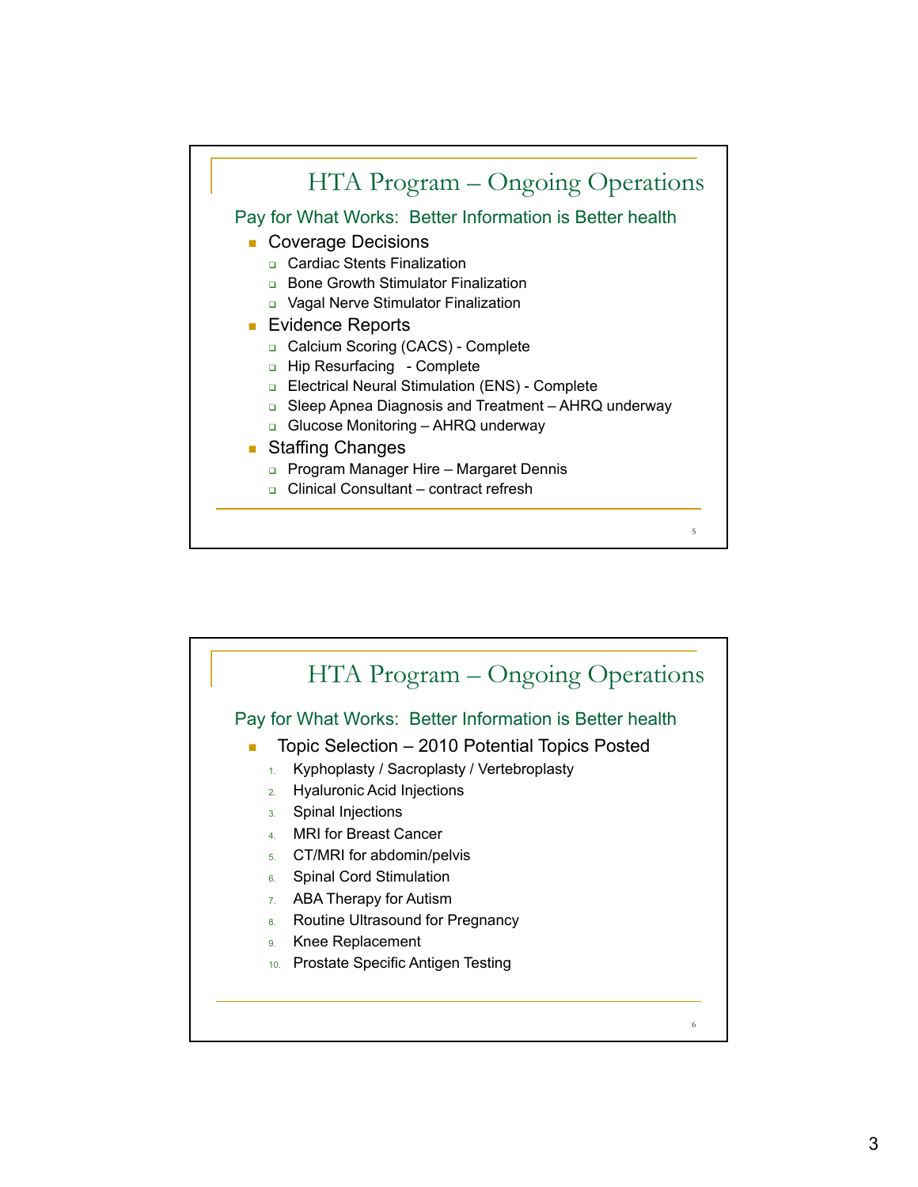## HTA Program – Ongoing Operations

### Pay for What Works: Better Information is Better health

- Coverage Decisions
  - Cardiac Stents Finalization
  - Bone Growth Stimulator Finalization
  - Vagal Nerve Stimulator Finalization
- Evidence Reports
  - Calcium Scoring (CACS) - Complete
  - Hip Resurfacing - Complete
  - Electrical Neural Stimulation (ENS) - Complete
  - Sleep Apnea Diagnosis and Treatment – AHRQ underway
  - Glucose Monitoring – AHRQ underway
- Staffing Changes
  - Program Manager Hire – Margaret Dennis
  - Clinical Consultant – contract refresh

## HTA Program – Ongoing Operations

### Pay for What Works: Better Information is Better health

- Topic Selection – 2010 Potential Topics Posted
  1. Kyphoplasty / Sacroplasty / Vertebroplasty
  2. Hyaluronic Acid Injections
  3. Spinal Injections
  4. MRI for Breast Cancer
  5. CT/MRI for abdomin/pelvis
  6. Spinal Cord Stimulation
  7. ABA Therapy for Autism
  8. Routine Ultrasound for Pregnancy
  9. Knee Replacement
  10. Prostate Specific Antigen Testing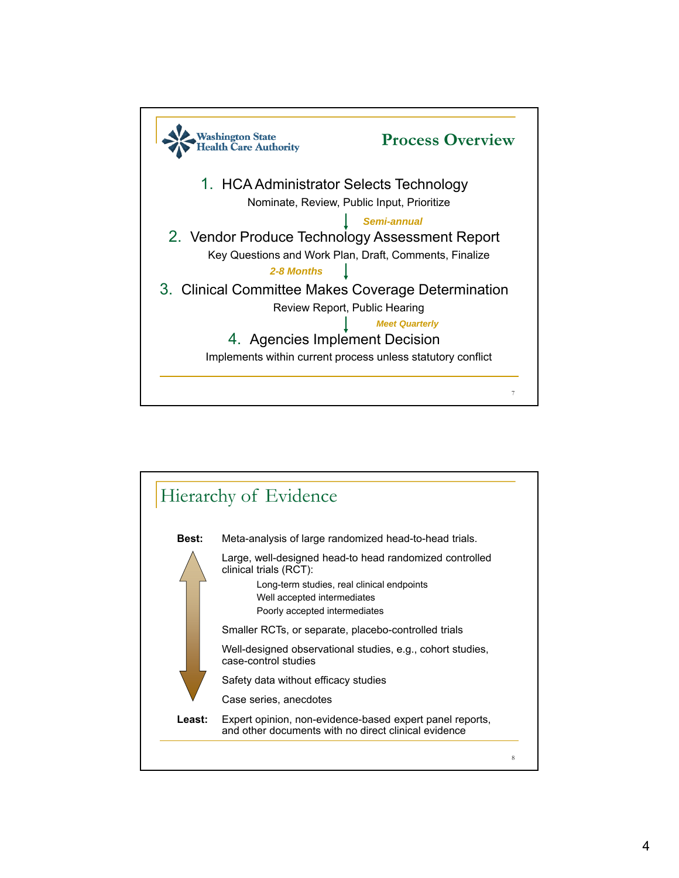## Process Overview

Washington State Health Care Authority

1. HCA Administrator Selects Technology

   Nominate, Review, Public Input, Prioritize

   ↓ *Semi-annual*

2. Vendor Produce Technology Assessment Report

   Key Questions and Work Plan, Draft, Comments, Finalize

   *2-8 Months* ↓

3. Clinical Committee Makes Coverage Determination

   Review Report, Public Hearing

   ↓ *Meet Quarterly*

4. Agencies Implement Decision

   Implements within current process unless statutory conflict

## Hierarchy of Evidence

**Best:** Meta-analysis of large randomized head-to-head trials.

Large, well-designed head-to head randomized controlled clinical trials (RCT):

- Long-term studies, real clinical endpoints
- Well accepted intermediates
- Poorly accepted intermediates

Smaller RCTs, or separate, placebo-controlled trials

Well-designed observational studies, e.g., cohort studies, case-control studies

Safety data without efficacy studies

Case series, anecdotes

**Least:** Expert opinion, non-evidence-based expert panel reports, and other documents with no direct clinical evidence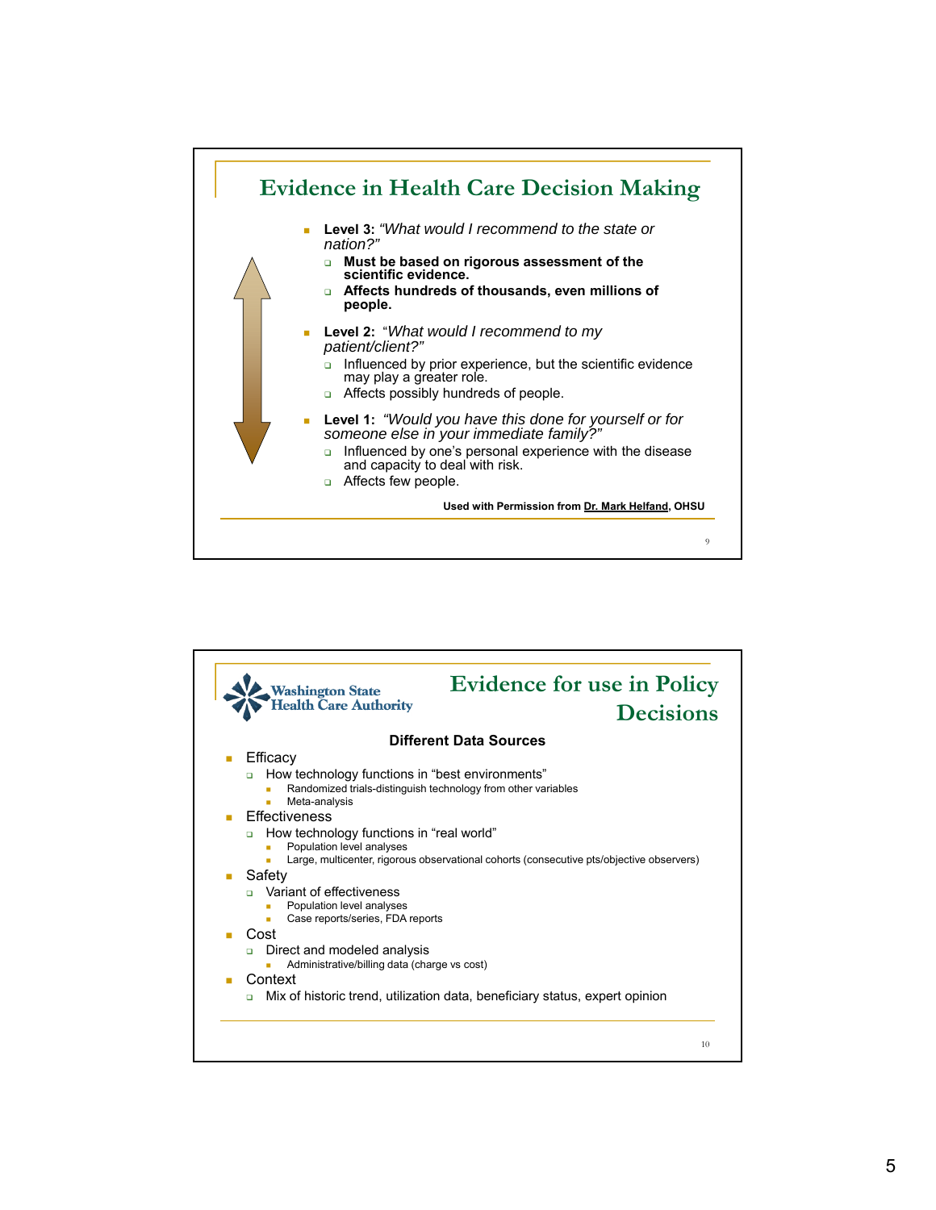## Evidence in Health Care Decision Making

- **Level 3:** *"What would I recommend to the state or nation?"*
  - **Must be based on rigorous assessment of the scientific evidence.**
  - **Affects hundreds of thousands, even millions of people.**
- **Level 2:** *"What would I recommend to my patient/client?"*
  - Influenced by prior experience, but the scientific evidence may play a greater role.
  - Affects possibly hundreds of people.
- **Level 1:** *"Would you have this done for yourself or for someone else in your immediate family?"*
  - Influenced by one's personal experience with the disease and capacity to deal with risk.
  - Affects few people.

**Used with Permission from Dr. Mark Helfand, OHSU**

## Evidence for use in Policy Decisions

Washington State Health Care Authority

**Different Data Sources**

- Efficacy
  - How technology functions in "best environments"
    - Randomized trials-distinguish technology from other variables
    - Meta-analysis
- Effectiveness
  - How technology functions in "real world"
    - Population level analyses
    - Large, multicenter, rigorous observational cohorts (consecutive pts/objective observers)
- Safety
  - Variant of effectiveness
    - Population level analyses
    - Case reports/series, FDA reports
- Cost
  - Direct and modeled analysis
    - Administrative/billing data (charge vs cost)
- Context
  - Mix of historic trend, utilization data, beneficiary status, expert opinion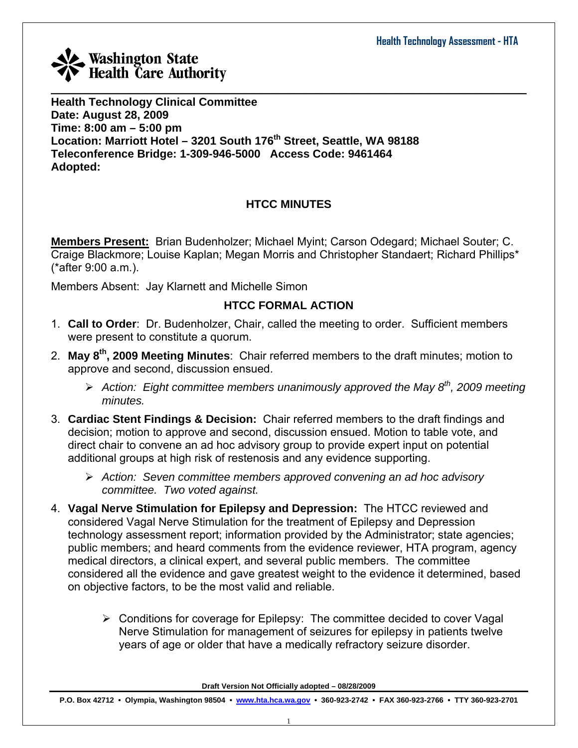Washington State Health Care Authority

---

**Health Technology Clinical Committee**
**Date: August 28, 2009**
**Time: 8:00 am – 5:00 pm**
**Location: Marriott Hotel – 3201 South 176th Street, Seattle, WA 98188**
**Teleconference Bridge: 1-309-946-5000 Access Code: 9461464**
**Adopted:**

## HTCC MINUTES

**Members Present:** Brian Budenholzer; Michael Myint; Carson Odegard; Michael Souter; C. Craige Blackmore; Louise Kaplan; Megan Morris and Christopher Standaert; Richard Phillips* (*after 9:00 a.m.).

Members Absent: Jay Klarnett and Michelle Simon

### HTCC FORMAL ACTION

1. **Call to Order**: Dr. Budenholzer, Chair, called the meeting to order. Sufficient members were present to constitute a quorum.
2. **May 8th, 2009 Meeting Minutes**: Chair referred members to the draft minutes; motion to approve and second, discussion ensued.
   - *Action: Eight committee members unanimously approved the May 8th, 2009 meeting minutes.*
3. **Cardiac Stent Findings & Decision:** Chair referred members to the draft findings and decision; motion to approve and second, discussion ensued. Motion to table vote, and direct chair to convene an ad hoc advisory group to provide expert input on potential additional groups at high risk of restenosis and any evidence supporting.
   - *Action: Seven committee members approved convening an ad hoc advisory committee. Two voted against.*
4. **Vagal Nerve Stimulation for Epilepsy and Depression:** The HTCC reviewed and considered Vagal Nerve Stimulation for the treatment of Epilepsy and Depression technology assessment report; information provided by the Administrator; state agencies; public members; and heard comments from the evidence reviewer, HTA program, agency medical directors, a clinical expert, and several public members. The committee considered all the evidence and gave greatest weight to the evidence it determined, based on objective factors, to be the most valid and reliable.
   - Conditions for coverage for Epilepsy: The committee decided to cover Vagal Nerve Stimulation for management of seizures for epilepsy in patients twelve years of age or older that have a medically refractory seizure disorder.

Draft Version Not Officially adopted – 08/28/2009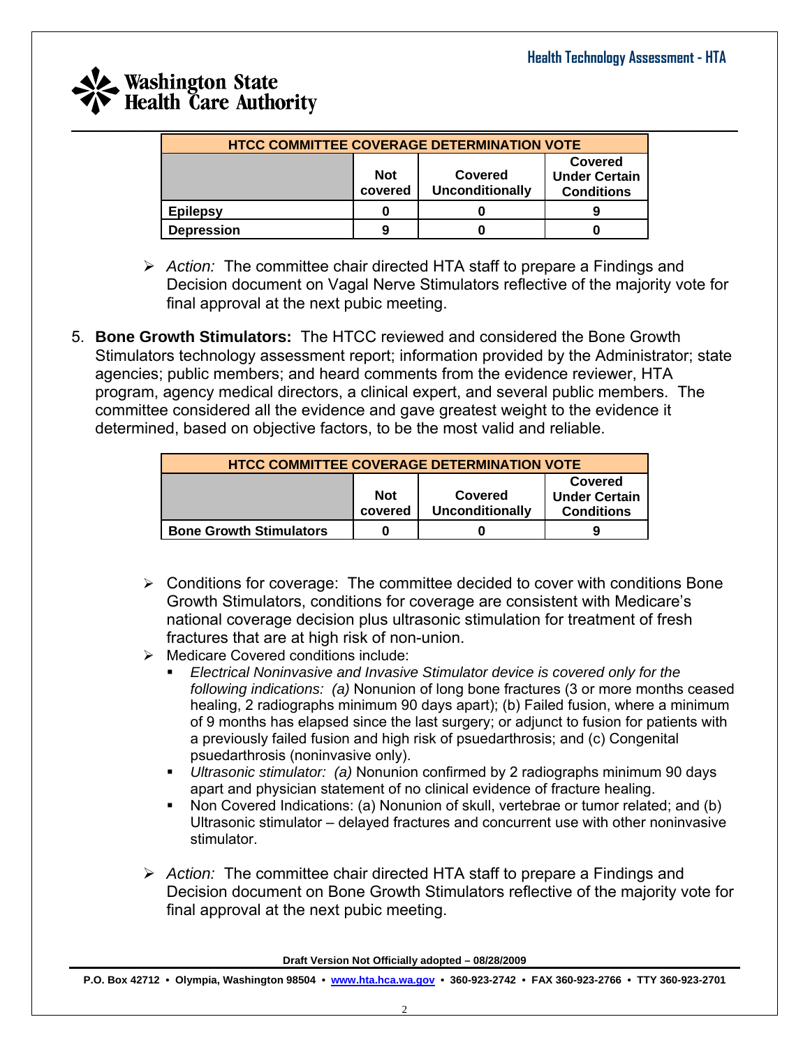| HTCC COMMITTEE COVERAGE DETERMINATION VOTE | | | |
|---|---|---|---|
| | **Not covered** | **Covered Unconditionally** | **Covered Under Certain Conditions** |
| **Epilepsy** | **0** | **0** | **9** |
| **Depression** | **9** | **0** | **0** |

- *Action:* The committee chair directed HTA staff to prepare a Findings and Decision document on Vagal Nerve Stimulators reflective of the majority vote for final approval at the next pubic meeting.

5. **Bone Growth Stimulators:** The HTCC reviewed and considered the Bone Growth Stimulators technology assessment report; information provided by the Administrator; state agencies; public members; and heard comments from the evidence reviewer, HTA program, agency medical directors, a clinical expert, and several public members. The committee considered all the evidence and gave greatest weight to the evidence it determined, based on objective factors, to be the most valid and reliable.

| HTCC COMMITTEE COVERAGE DETERMINATION VOTE | | | |
|---|---|---|---|
| | **Not covered** | **Covered Unconditionally** | **Covered Under Certain Conditions** |
| **Bone Growth Stimulators** | **0** | **0** | **9** |

- Conditions for coverage: The committee decided to cover with conditions Bone Growth Stimulators, conditions for coverage are consistent with Medicare's national coverage decision plus ultrasonic stimulation for treatment of fresh fractures that are at high risk of non-union.
- Medicare Covered conditions include:
  - *Electrical Noninvasive and Invasive Stimulator device is covered only for the following indications: (a)* Nonunion of long bone fractures (3 or more months ceased healing, 2 radiographs minimum 90 days apart); (b) Failed fusion, where a minimum of 9 months has elapsed since the last surgery; or adjunct to fusion for patients with a previously failed fusion and high risk of psuedarthrosis; and (c) Congenital psuedarthrosis (noninvasive only).
  - *Ultrasonic stimulator: (a)* Nonunion confirmed by 2 radiographs minimum 90 days apart and physician statement of no clinical evidence of fracture healing.
  - Non Covered Indications: (a) Nonunion of skull, vertebrae or tumor related; and (b) Ultrasonic stimulator – delayed fractures and concurrent use with other noninvasive stimulator.

- *Action:* The committee chair directed HTA staff to prepare a Findings and Decision document on Bone Growth Stimulators reflective of the majority vote for final approval at the next pubic meeting.

**Draft Version Not Officially adopted – 08/28/2009**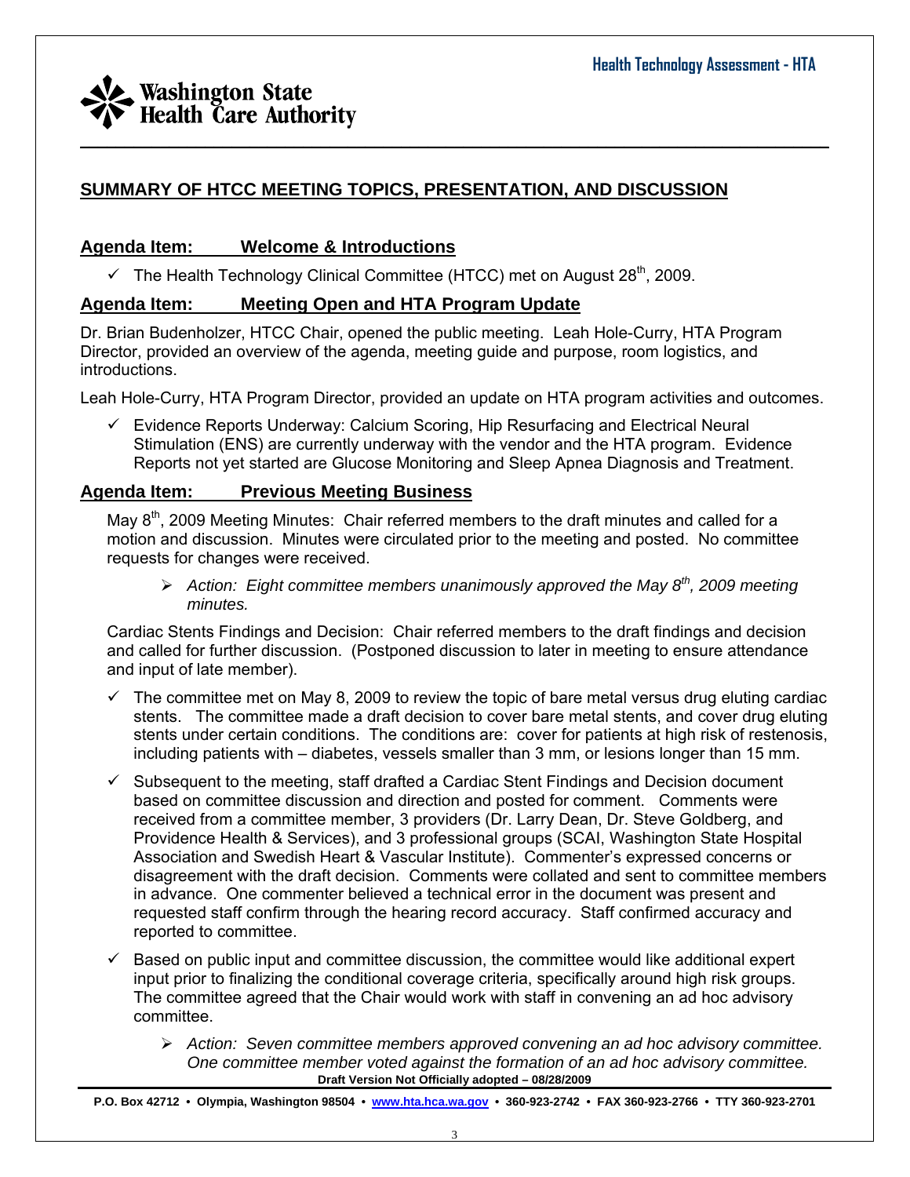## SUMMARY OF HTCC MEETING TOPICS, PRESENTATION, AND DISCUSSION

### Agenda Item: Welcome & Introductions

- ✓ The Health Technology Clinical Committee (HTCC) met on August 28th, 2009.

### Agenda Item: Meeting Open and HTA Program Update

Dr. Brian Budenholzer, HTCC Chair, opened the public meeting. Leah Hole-Curry, HTA Program Director, provided an overview of the agenda, meeting guide and purpose, room logistics, and introductions.

Leah Hole-Curry, HTA Program Director, provided an update on HTA program activities and outcomes.

- ✓ Evidence Reports Underway: Calcium Scoring, Hip Resurfacing and Electrical Neural Stimulation (ENS) are currently underway with the vendor and the HTA program. Evidence Reports not yet started are Glucose Monitoring and Sleep Apnea Diagnosis and Treatment.

### Agenda Item: Previous Meeting Business

May 8th, 2009 Meeting Minutes: Chair referred members to the draft minutes and called for a motion and discussion. Minutes were circulated prior to the meeting and posted. No committee requests for changes were received.

- ➢ *Action: Eight committee members unanimously approved the May 8th, 2009 meeting minutes.*

Cardiac Stents Findings and Decision: Chair referred members to the draft findings and decision and called for further discussion. (Postponed discussion to later in meeting to ensure attendance and input of late member).

- ✓ The committee met on May 8, 2009 to review the topic of bare metal versus drug eluting cardiac stents. The committee made a draft decision to cover bare metal stents, and cover drug eluting stents under certain conditions. The conditions are: cover for patients at high risk of restenosis, including patients with – diabetes, vessels smaller than 3 mm, or lesions longer than 15 mm.
- ✓ Subsequent to the meeting, staff drafted a Cardiac Stent Findings and Decision document based on committee discussion and direction and posted for comment. Comments were received from a committee member, 3 providers (Dr. Larry Dean, Dr. Steve Goldberg, and Providence Health & Services), and 3 professional groups (SCAI, Washington State Hospital Association and Swedish Heart & Vascular Institute). Commenter's expressed concerns or disagreement with the draft decision. Comments were collated and sent to committee members in advance. One commenter believed a technical error in the document was present and requested staff confirm through the hearing record accuracy. Staff confirmed accuracy and reported to committee.
- ✓ Based on public input and committee discussion, the committee would like additional expert input prior to finalizing the conditional coverage criteria, specifically around high risk groups. The committee agreed that the Chair would work with staff in convening an ad hoc advisory committee.
  - ➢ *Action: Seven committee members approved convening an ad hoc advisory committee. One committee member voted against the formation of an ad hoc advisory committee.*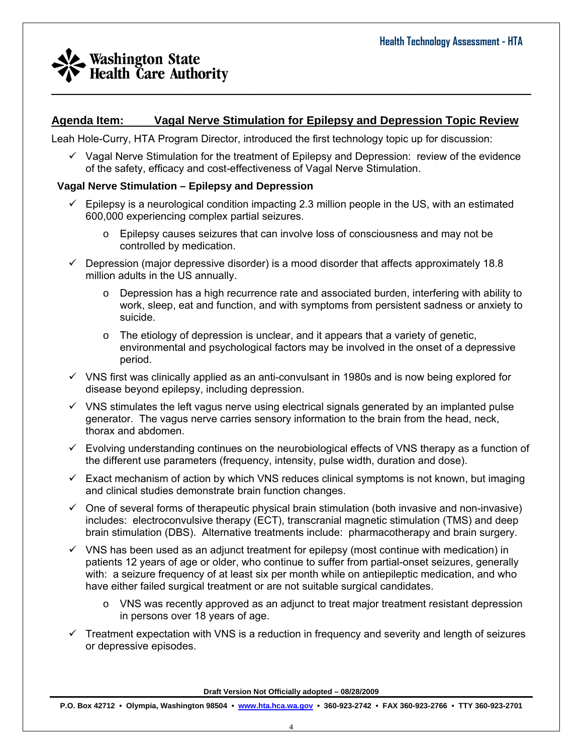## Agenda Item: Vagal Nerve Stimulation for Epilepsy and Depression Topic Review

Leah Hole-Curry, HTA Program Director, introduced the first technology topic up for discussion:

- ✓ Vagal Nerve Stimulation for the treatment of Epilepsy and Depression: review of the evidence of the safety, efficacy and cost-effectiveness of Vagal Nerve Stimulation.

### Vagal Nerve Stimulation – Epilepsy and Depression

- ✓ Epilepsy is a neurological condition impacting 2.3 million people in the US, with an estimated 600,000 experiencing complex partial seizures.
  - o Epilepsy causes seizures that can involve loss of consciousness and may not be controlled by medication.
- ✓ Depression (major depressive disorder) is a mood disorder that affects approximately 18.8 million adults in the US annually.
  - o Depression has a high recurrence rate and associated burden, interfering with ability to work, sleep, eat and function, and with symptoms from persistent sadness or anxiety to suicide.
  - o The etiology of depression is unclear, and it appears that a variety of genetic, environmental and psychological factors may be involved in the onset of a depressive period.
- ✓ VNS first was clinically applied as an anti-convulsant in 1980s and is now being explored for disease beyond epilepsy, including depression.
- ✓ VNS stimulates the left vagus nerve using electrical signals generated by an implanted pulse generator. The vagus nerve carries sensory information to the brain from the head, neck, thorax and abdomen.
- ✓ Evolving understanding continues on the neurobiological effects of VNS therapy as a function of the different use parameters (frequency, intensity, pulse width, duration and dose).
- ✓ Exact mechanism of action by which VNS reduces clinical symptoms is not known, but imaging and clinical studies demonstrate brain function changes.
- ✓ One of several forms of therapeutic physical brain stimulation (both invasive and non-invasive) includes: electroconvulsive therapy (ECT), transcranial magnetic stimulation (TMS) and deep brain stimulation (DBS). Alternative treatments include: pharmacotherapy and brain surgery.
- ✓ VNS has been used as an adjunct treatment for epilepsy (most continue with medication) in patients 12 years of age or older, who continue to suffer from partial-onset seizures, generally with: a seizure frequency of at least six per month while on antiepileptic medication, and who have either failed surgical treatment or are not suitable surgical candidates.
  - o VNS was recently approved as an adjunct to treat major treatment resistant depression in persons over 18 years of age.
- ✓ Treatment expectation with VNS is a reduction in frequency and severity and length of seizures or depressive episodes.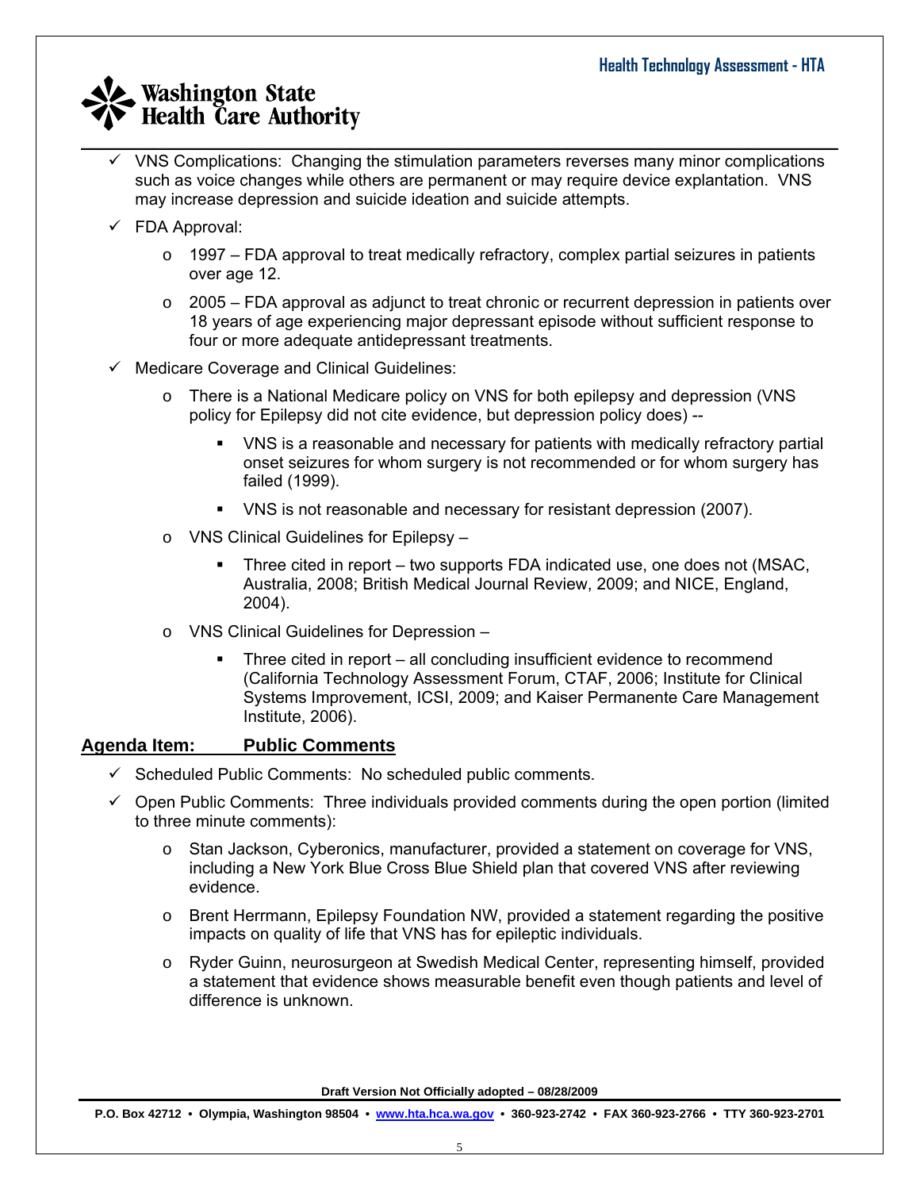- ✓ VNS Complications: Changing the stimulation parameters reverses many minor complications such as voice changes while others are permanent or may require device explantation. VNS may increase depression and suicide ideation and suicide attempts.
- ✓ FDA Approval:
  - 1997 – FDA approval to treat medically refractory, complex partial seizures in patients over age 12.
  - 2005 – FDA approval as adjunct to treat chronic or recurrent depression in patients over 18 years of age experiencing major depressant episode without sufficient response to four or more adequate antidepressant treatments.
- ✓ Medicare Coverage and Clinical Guidelines:
  - There is a National Medicare policy on VNS for both epilepsy and depression (VNS policy for Epilepsy did not cite evidence, but depression policy does) --
    - VNS is a reasonable and necessary for patients with medically refractory partial onset seizures for whom surgery is not recommended or for whom surgery has failed (1999).
    - VNS is not reasonable and necessary for resistant depression (2007).
  - VNS Clinical Guidelines for Epilepsy –
    - Three cited in report – two supports FDA indicated use, one does not (MSAC, Australia, 2008; British Medical Journal Review, 2009; and NICE, England, 2004).
  - VNS Clinical Guidelines for Depression –
    - Three cited in report – all concluding insufficient evidence to recommend (California Technology Assessment Forum, CTAF, 2006; Institute for Clinical Systems Improvement, ICSI, 2009; and Kaiser Permanente Care Management Institute, 2006).

**Agenda Item: Public Comments**

- ✓ Scheduled Public Comments: No scheduled public comments.
- ✓ Open Public Comments: Three individuals provided comments during the open portion (limited to three minute comments):
  - Stan Jackson, Cyberonics, manufacturer, provided a statement on coverage for VNS, including a New York Blue Cross Blue Shield plan that covered VNS after reviewing evidence.
  - Brent Herrmann, Epilepsy Foundation NW, provided a statement regarding the positive impacts on quality of life that VNS has for epileptic individuals.
  - Ryder Guinn, neurosurgeon at Swedish Medical Center, representing himself, provided a statement that evidence shows measurable benefit even though patients and level of difference is unknown.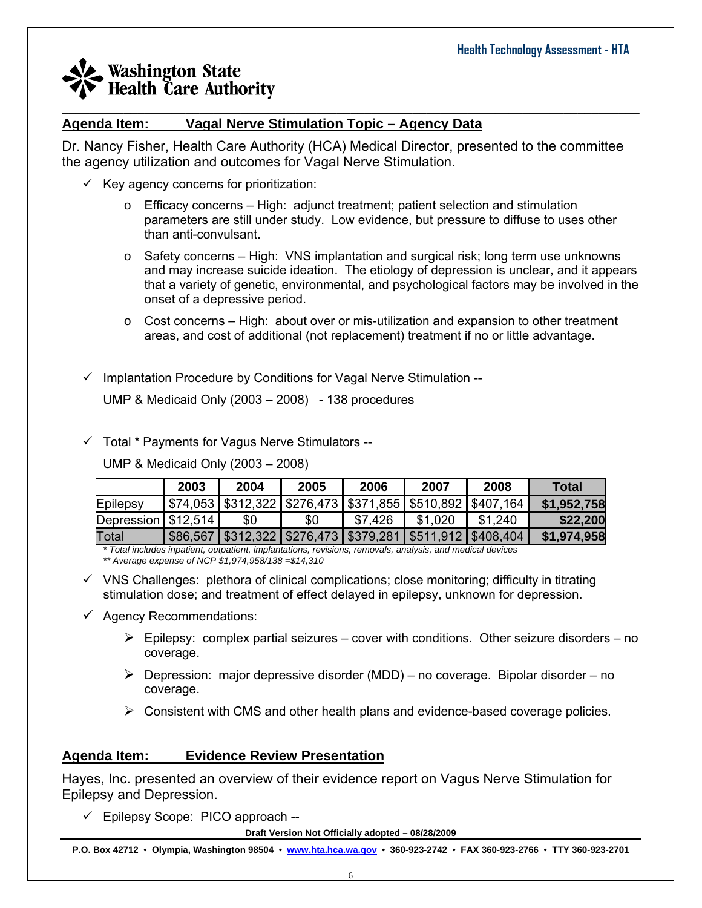## Agenda Item: Vagal Nerve Stimulation Topic – Agency Data

Dr. Nancy Fisher, Health Care Authority (HCA) Medical Director, presented to the committee the agency utilization and outcomes for Vagal Nerve Stimulation.

- ✓ Key agency concerns for prioritization:
  - o Efficacy concerns – High: adjunct treatment; patient selection and stimulation parameters are still under study. Low evidence, but pressure to diffuse to uses other than anti-convulsant.
  - o Safety concerns – High: VNS implantation and surgical risk; long term use unknowns and may increase suicide ideation. The etiology of depression is unclear, and it appears that a variety of genetic, environmental, and psychological factors may be involved in the onset of a depressive period.
  - o Cost concerns – High: about over or mis-utilization and expansion to other treatment areas, and cost of additional (not replacement) treatment if no or little advantage.

- ✓ Implantation Procedure by Conditions for Vagal Nerve Stimulation --

  UMP & Medicaid Only (2003 – 2008) - 138 procedures

- ✓ Total * Payments for Vagus Nerve Stimulators --

  UMP & Medicaid Only (2003 – 2008)

| | 2003 | 2004 | 2005 | 2006 | 2007 | 2008 | Total |
|---|---|---|---|---|---|---|---|
| Epilepsy | $74,053 | $312,322 | $276,473 | $371,855 | $510,892 | $407,164 | **$1,952,758** |
| Depression | $12,514 | $0 | $0 | $7,426 | $1,020 | $1,240 | **$22,200** |
| Total | $86,567 | $312,322 | $276,473 | $379,281 | $511,912 | $408,404 | **$1,974,958** |

*\* Total includes inpatient, outpatient, implantations, revisions, removals, analysis, and medical devices*
*\*\* Average expense of NCP $1,974,958/138 =$14,310*

- ✓ VNS Challenges: plethora of clinical complications; close monitoring; difficulty in titrating stimulation dose; and treatment of effect delayed in epilepsy, unknown for depression.

- ✓ Agency Recommendations:
  - ➢ Epilepsy: complex partial seizures – cover with conditions. Other seizure disorders – no coverage.
  - ➢ Depression: major depressive disorder (MDD) – no coverage. Bipolar disorder – no coverage.
  - ➢ Consistent with CMS and other health plans and evidence-based coverage policies.

## Agenda Item: Evidence Review Presentation

Hayes, Inc. presented an overview of their evidence report on Vagus Nerve Stimulation for Epilepsy and Depression.

- ✓ Epilepsy Scope: PICO approach --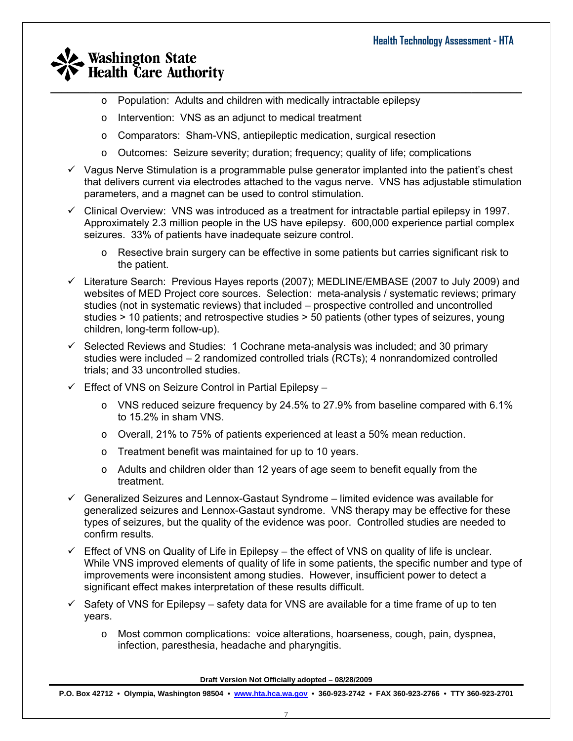- Population: Adults and children with medically intractable epilepsy
    - Intervention: VNS as an adjunct to medical treatment
    - Comparators: Sham-VNS, antiepileptic medication, surgical resection
    - Outcomes: Seizure severity; duration; frequency; quality of life; complications
- ✓ Vagus Nerve Stimulation is a programmable pulse generator implanted into the patient's chest that delivers current via electrodes attached to the vagus nerve. VNS has adjustable stimulation parameters, and a magnet can be used to control stimulation.
- ✓ Clinical Overview: VNS was introduced as a treatment for intractable partial epilepsy in 1997. Approximately 2.3 million people in the US have epilepsy. 600,000 experience partial complex seizures. 33% of patients have inadequate seizure control.
    - Resective brain surgery can be effective in some patients but carries significant risk to the patient.
- ✓ Literature Search: Previous Hayes reports (2007); MEDLINE/EMBASE (2007 to July 2009) and websites of MED Project core sources. Selection: meta-analysis / systematic reviews; primary studies (not in systematic reviews) that included – prospective controlled and uncontrolled studies > 10 patients; and retrospective studies > 50 patients (other types of seizures, young children, long-term follow-up).
- ✓ Selected Reviews and Studies: 1 Cochrane meta-analysis was included; and 30 primary studies were included – 2 randomized controlled trials (RCTs); 4 nonrandomized controlled trials; and 33 uncontrolled studies.
- ✓ Effect of VNS on Seizure Control in Partial Epilepsy –
    - VNS reduced seizure frequency by 24.5% to 27.9% from baseline compared with 6.1% to 15.2% in sham VNS.
    - Overall, 21% to 75% of patients experienced at least a 50% mean reduction.
    - Treatment benefit was maintained for up to 10 years.
    - Adults and children older than 12 years of age seem to benefit equally from the treatment.
- ✓ Generalized Seizures and Lennox-Gastaut Syndrome – limited evidence was available for generalized seizures and Lennox-Gastaut syndrome. VNS therapy may be effective for these types of seizures, but the quality of the evidence was poor. Controlled studies are needed to confirm results.
- ✓ Effect of VNS on Quality of Life in Epilepsy – the effect of VNS on quality of life is unclear. While VNS improved elements of quality of life in some patients, the specific number and type of improvements were inconsistent among studies. However, insufficient power to detect a significant effect makes interpretation of these results difficult.
- ✓ Safety of VNS for Epilepsy – safety data for VNS are available for a time frame of up to ten years.
    - Most common complications: voice alterations, hoarseness, cough, pain, dyspnea, infection, paresthesia, headache and pharyngitis.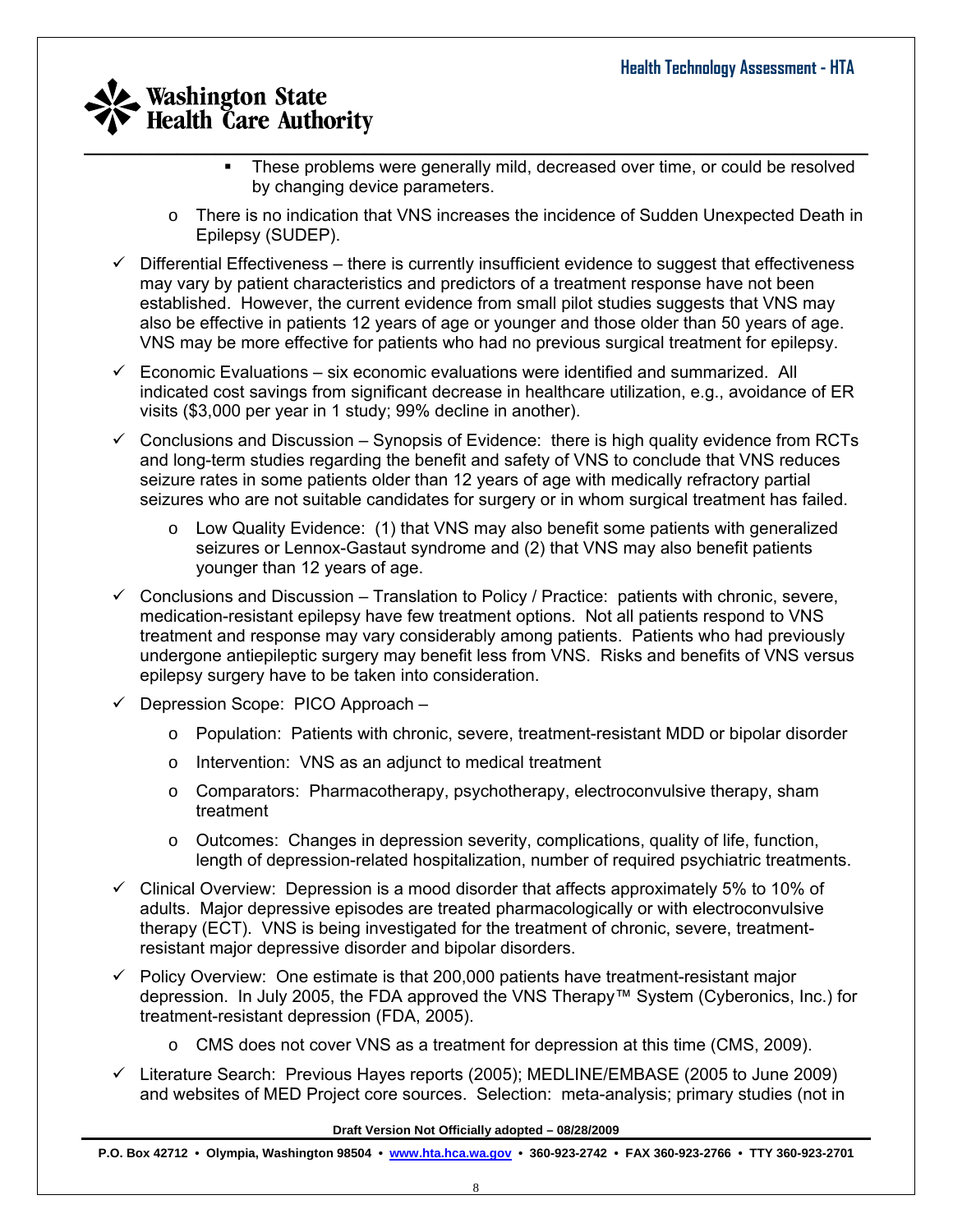- These problems were generally mild, decreased over time, or could be resolved by changing device parameters.
    - There is no indication that VNS increases the incidence of Sudden Unexpected Death in Epilepsy (SUDEP).
- ✓ Differential Effectiveness – there is currently insufficient evidence to suggest that effectiveness may vary by patient characteristics and predictors of a treatment response have not been established. However, the current evidence from small pilot studies suggests that VNS may also be effective in patients 12 years of age or younger and those older than 50 years of age. VNS may be more effective for patients who had no previous surgical treatment for epilepsy.
- ✓ Economic Evaluations – six economic evaluations were identified and summarized. All indicated cost savings from significant decrease in healthcare utilization, e.g., avoidance of ER visits ($3,000 per year in 1 study; 99% decline in another).
- ✓ Conclusions and Discussion – Synopsis of Evidence: there is high quality evidence from RCTs and long-term studies regarding the benefit and safety of VNS to conclude that VNS reduces seizure rates in some patients older than 12 years of age with medically refractory partial seizures who are not suitable candidates for surgery or in whom surgical treatment has failed.
    - Low Quality Evidence: (1) that VNS may also benefit some patients with generalized seizures or Lennox-Gastaut syndrome and (2) that VNS may also benefit patients younger than 12 years of age.
- ✓ Conclusions and Discussion – Translation to Policy / Practice: patients with chronic, severe, medication-resistant epilepsy have few treatment options. Not all patients respond to VNS treatment and response may vary considerably among patients. Patients who had previously undergone antiepileptic surgery may benefit less from VNS. Risks and benefits of VNS versus epilepsy surgery have to be taken into consideration.
- ✓ Depression Scope: PICO Approach –
    - Population: Patients with chronic, severe, treatment-resistant MDD or bipolar disorder
    - Intervention: VNS as an adjunct to medical treatment
    - Comparators: Pharmacotherapy, psychotherapy, electroconvulsive therapy, sham treatment
    - Outcomes: Changes in depression severity, complications, quality of life, function, length of depression-related hospitalization, number of required psychiatric treatments.
- ✓ Clinical Overview: Depression is a mood disorder that affects approximately 5% to 10% of adults. Major depressive episodes are treated pharmacologically or with electroconvulsive therapy (ECT). VNS is being investigated for the treatment of chronic, severe, treatment-resistant major depressive disorder and bipolar disorders.
- ✓ Policy Overview: One estimate is that 200,000 patients have treatment-resistant major depression. In July 2005, the FDA approved the VNS Therapy™ System (Cyberonics, Inc.) for treatment-resistant depression (FDA, 2005).
    - CMS does not cover VNS as a treatment for depression at this time (CMS, 2009).
- ✓ Literature Search: Previous Hayes reports (2005); MEDLINE/EMBASE (2005 to June 2009) and websites of MED Project core sources. Selection: meta-analysis; primary studies (not in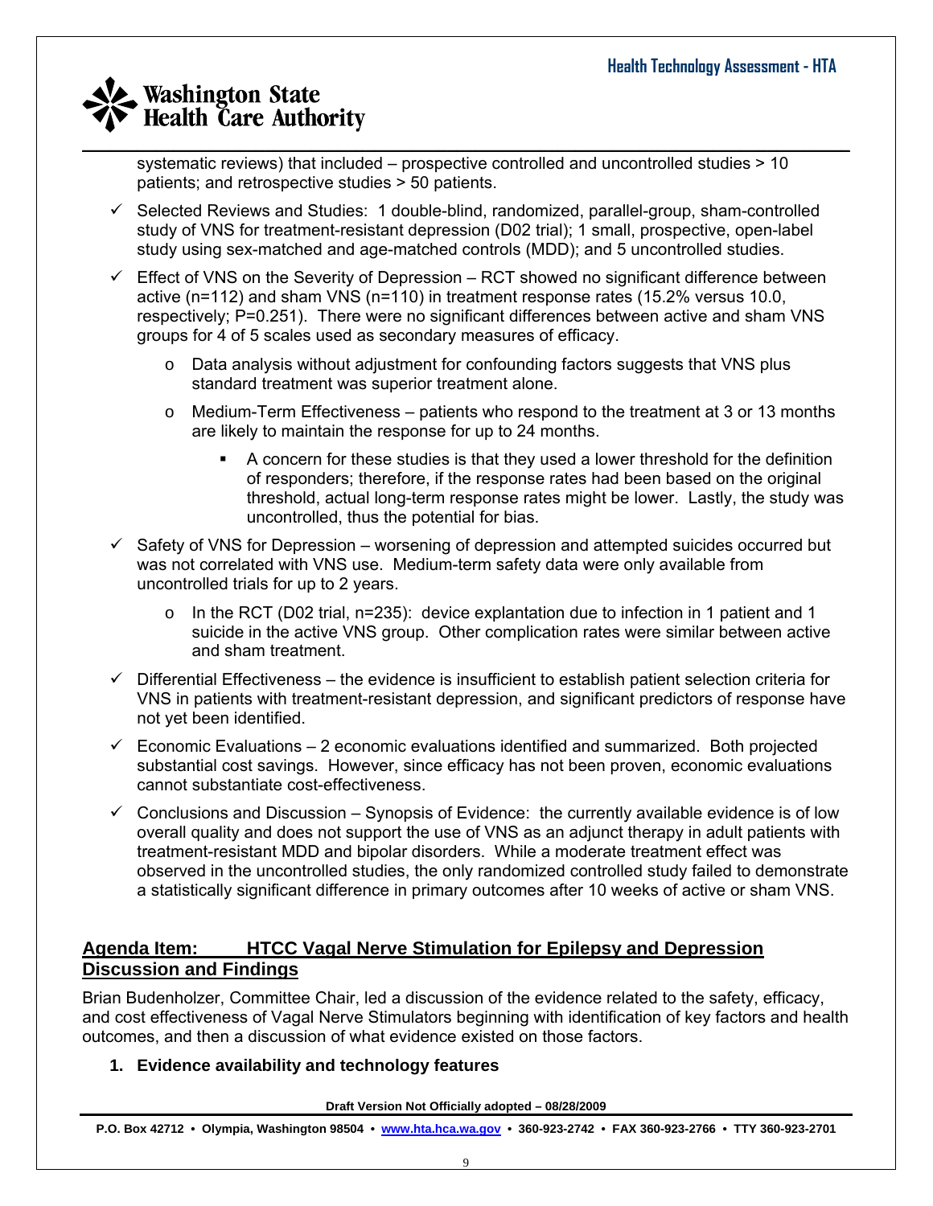systematic reviews) that included – prospective controlled and uncontrolled studies > 10 patients; and retrospective studies > 50 patients.

- ✓ Selected Reviews and Studies: 1 double-blind, randomized, parallel-group, sham-controlled study of VNS for treatment-resistant depression (D02 trial); 1 small, prospective, open-label study using sex-matched and age-matched controls (MDD); and 5 uncontrolled studies.
- ✓ Effect of VNS on the Severity of Depression – RCT showed no significant difference between active (n=112) and sham VNS (n=110) in treatment response rates (15.2% versus 10.0, respectively; P=0.251). There were no significant differences between active and sham VNS groups for 4 of 5 scales used as secondary measures of efficacy.
  - o Data analysis without adjustment for confounding factors suggests that VNS plus standard treatment was superior treatment alone.
  - o Medium-Term Effectiveness – patients who respond to the treatment at 3 or 13 months are likely to maintain the response for up to 24 months.
    - A concern for these studies is that they used a lower threshold for the definition of responders; therefore, if the response rates had been based on the original threshold, actual long-term response rates might be lower. Lastly, the study was uncontrolled, thus the potential for bias.
- ✓ Safety of VNS for Depression – worsening of depression and attempted suicides occurred but was not correlated with VNS use. Medium-term safety data were only available from uncontrolled trials for up to 2 years.
  - o In the RCT (D02 trial, n=235): device explantation due to infection in 1 patient and 1 suicide in the active VNS group. Other complication rates were similar between active and sham treatment.
- ✓ Differential Effectiveness – the evidence is insufficient to establish patient selection criteria for VNS in patients with treatment-resistant depression, and significant predictors of response have not yet been identified.
- ✓ Economic Evaluations – 2 economic evaluations identified and summarized. Both projected substantial cost savings. However, since efficacy has not been proven, economic evaluations cannot substantiate cost-effectiveness.
- ✓ Conclusions and Discussion – Synopsis of Evidence: the currently available evidence is of low overall quality and does not support the use of VNS as an adjunct therapy in adult patients with treatment-resistant MDD and bipolar disorders. While a moderate treatment effect was observed in the uncontrolled studies, the only randomized controlled study failed to demonstrate a statistically significant difference in primary outcomes after 10 weeks of active or sham VNS.

## Agenda Item: HTCC Vagal Nerve Stimulation for Epilepsy and Depression Discussion and Findings

Brian Budenholzer, Committee Chair, led a discussion of the evidence related to the safety, efficacy, and cost effectiveness of Vagal Nerve Stimulators beginning with identification of key factors and health outcomes, and then a discussion of what evidence existed on those factors.

**1. Evidence availability and technology features**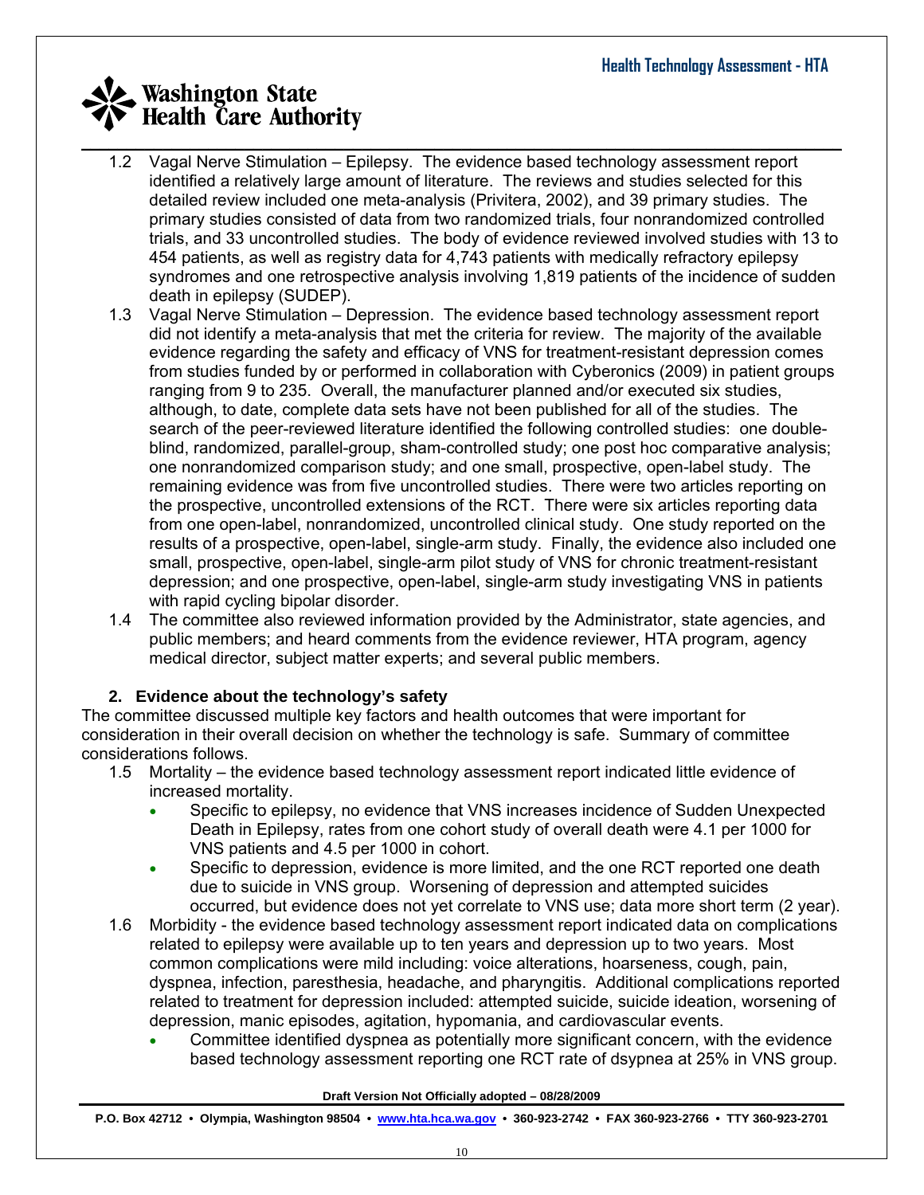1.2 Vagal Nerve Stimulation – Epilepsy. The evidence based technology assessment report identified a relatively large amount of literature. The reviews and studies selected for this detailed review included one meta-analysis (Privitera, 2002), and 39 primary studies. The primary studies consisted of data from two randomized trials, four nonrandomized controlled trials, and 33 uncontrolled studies. The body of evidence reviewed involved studies with 13 to 454 patients, as well as registry data for 4,743 patients with medically refractory epilepsy syndromes and one retrospective analysis involving 1,819 patients of the incidence of sudden death in epilepsy (SUDEP).

1.3 Vagal Nerve Stimulation – Depression. The evidence based technology assessment report did not identify a meta-analysis that met the criteria for review. The majority of the available evidence regarding the safety and efficacy of VNS for treatment-resistant depression comes from studies funded by or performed in collaboration with Cyberonics (2009) in patient groups ranging from 9 to 235. Overall, the manufacturer planned and/or executed six studies, although, to date, complete data sets have not been published for all of the studies. The search of the peer-reviewed literature identified the following controlled studies: one double-blind, randomized, parallel-group, sham-controlled study; one post hoc comparative analysis; one nonrandomized comparison study; and one small, prospective, open-label study. The remaining evidence was from five uncontrolled studies. There were two articles reporting on the prospective, uncontrolled extensions of the RCT. There were six articles reporting data from one open-label, nonrandomized, uncontrolled clinical study. One study reported on the results of a prospective, open-label, single-arm study. Finally, the evidence also included one small, prospective, open-label, single-arm pilot study of VNS for chronic treatment-resistant depression; and one prospective, open-label, single-arm study investigating VNS in patients with rapid cycling bipolar disorder.

1.4 The committee also reviewed information provided by the Administrator, state agencies, and public members; and heard comments from the evidence reviewer, HTA program, agency medical director, subject matter experts; and several public members.

### 2. Evidence about the technology's safety

The committee discussed multiple key factors and health outcomes that were important for consideration in their overall decision on whether the technology is safe. Summary of committee considerations follows.

1.5 Mortality – the evidence based technology assessment report indicated little evidence of increased mortality.

- Specific to epilepsy, no evidence that VNS increases incidence of Sudden Unexpected Death in Epilepsy, rates from one cohort study of overall death were 4.1 per 1000 for VNS patients and 4.5 per 1000 in cohort.
- Specific to depression, evidence is more limited, and the one RCT reported one death due to suicide in VNS group. Worsening of depression and attempted suicides occurred, but evidence does not yet correlate to VNS use; data more short term (2 year).

1.6 Morbidity - the evidence based technology assessment report indicated data on complications related to epilepsy were available up to ten years and depression up to two years. Most common complications were mild including: voice alterations, hoarseness, cough, pain, dyspnea, infection, paresthesia, headache, and pharyngitis. Additional complications reported related to treatment for depression included: attempted suicide, suicide ideation, worsening of depression, manic episodes, agitation, hypomania, and cardiovascular events.

- Committee identified dyspnea as potentially more significant concern, with the evidence based technology assessment reporting one RCT rate of dsypnea at 25% in VNS group.

Draft Version Not Officially adopted – 08/28/2009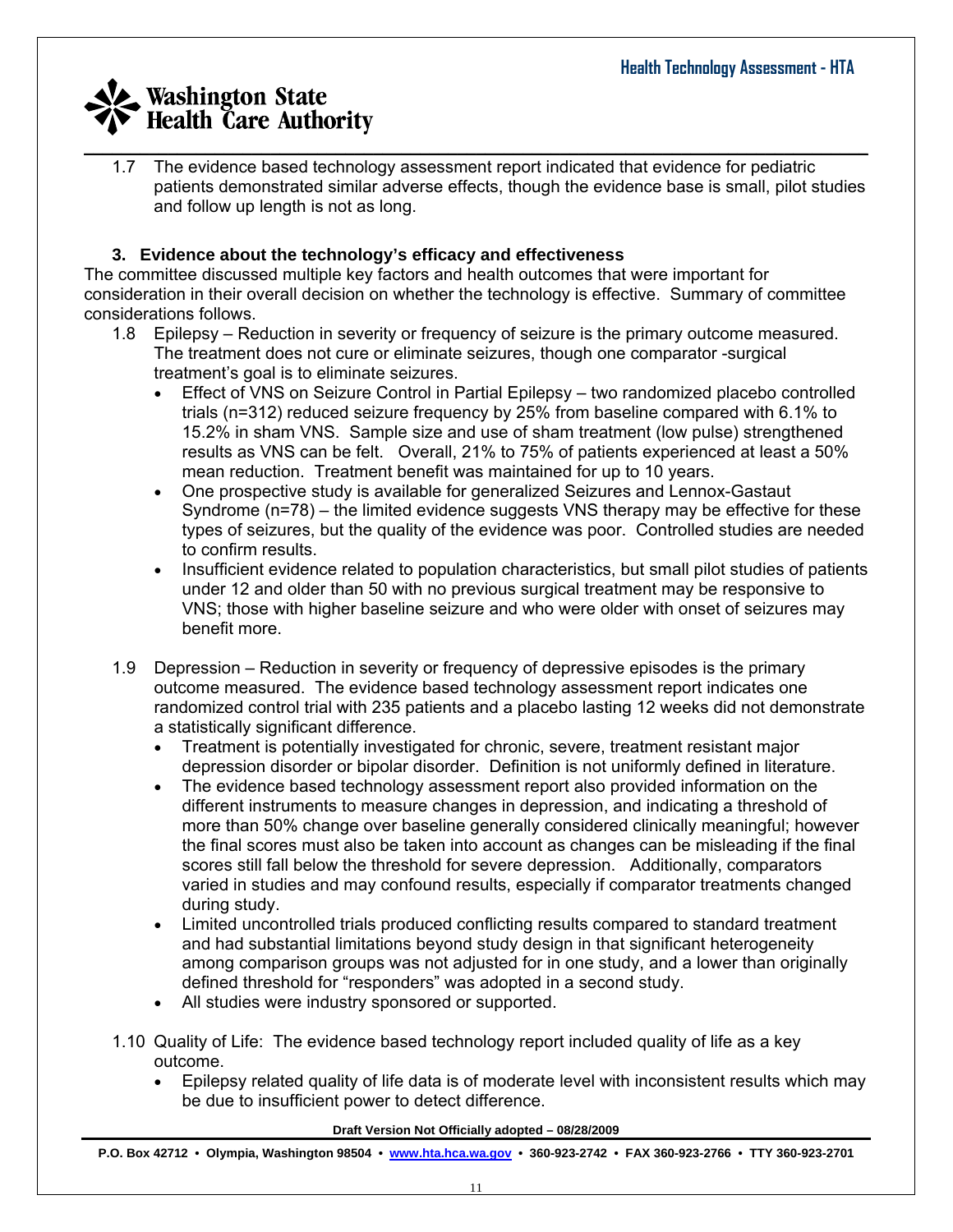1.7 The evidence based technology assessment report indicated that evidence for pediatric patients demonstrated similar adverse effects, though the evidence base is small, pilot studies and follow up length is not as long.

### 3. Evidence about the technology's efficacy and effectiveness

The committee discussed multiple key factors and health outcomes that were important for consideration in their overall decision on whether the technology is effective. Summary of committee considerations follows.

1.8 Epilepsy – Reduction in severity or frequency of seizure is the primary outcome measured. The treatment does not cure or eliminate seizures, though one comparator -surgical treatment's goal is to eliminate seizures.

- Effect of VNS on Seizure Control in Partial Epilepsy – two randomized placebo controlled trials (n=312) reduced seizure frequency by 25% from baseline compared with 6.1% to 15.2% in sham VNS. Sample size and use of sham treatment (low pulse) strengthened results as VNS can be felt. Overall, 21% to 75% of patients experienced at least a 50% mean reduction. Treatment benefit was maintained for up to 10 years.
- One prospective study is available for generalized Seizures and Lennox-Gastaut Syndrome (n=78) – the limited evidence suggests VNS therapy may be effective for these types of seizures, but the quality of the evidence was poor. Controlled studies are needed to confirm results.
- Insufficient evidence related to population characteristics, but small pilot studies of patients under 12 and older than 50 with no previous surgical treatment may be responsive to VNS; those with higher baseline seizure and who were older with onset of seizures may benefit more.

1.9 Depression – Reduction in severity or frequency of depressive episodes is the primary outcome measured. The evidence based technology assessment report indicates one randomized control trial with 235 patients and a placebo lasting 12 weeks did not demonstrate a statistically significant difference.

- Treatment is potentially investigated for chronic, severe, treatment resistant major depression disorder or bipolar disorder. Definition is not uniformly defined in literature.
- The evidence based technology assessment report also provided information on the different instruments to measure changes in depression, and indicating a threshold of more than 50% change over baseline generally considered clinically meaningful; however the final scores must also be taken into account as changes can be misleading if the final scores still fall below the threshold for severe depression. Additionally, comparators varied in studies and may confound results, especially if comparator treatments changed during study.
- Limited uncontrolled trials produced conflicting results compared to standard treatment and had substantial limitations beyond study design in that significant heterogeneity among comparison groups was not adjusted for in one study, and a lower than originally defined threshold for "responders" was adopted in a second study.
- All studies were industry sponsored or supported.

1.10 Quality of Life: The evidence based technology report included quality of life as a key outcome.

- Epilepsy related quality of life data is of moderate level with inconsistent results which may be due to insufficient power to detect difference.

Draft Version Not Officially adopted – 08/28/2009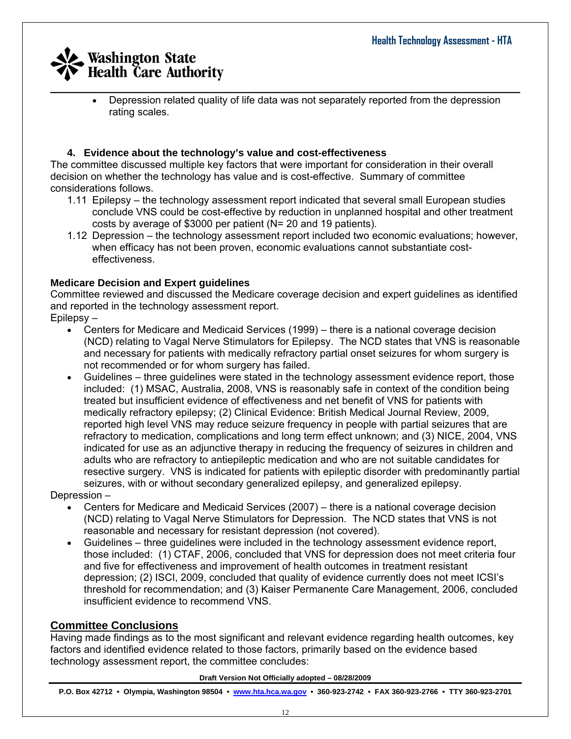- Depression related quality of life data was not separately reported from the depression rating scales.

### 4. Evidence about the technology's value and cost-effectiveness

The committee discussed multiple key factors that were important for consideration in their overall decision on whether the technology has value and is cost-effective. Summary of committee considerations follows.

1.11 Epilepsy – the technology assessment report indicated that several small European studies conclude VNS could be cost-effective by reduction in unplanned hospital and other treatment costs by average of $3000 per patient (N= 20 and 19 patients).

1.12 Depression – the technology assessment report included two economic evaluations; however, when efficacy has not been proven, economic evaluations cannot substantiate cost-effectiveness.

**Medicare Decision and Expert guidelines**

Committee reviewed and discussed the Medicare coverage decision and expert guidelines as identified and reported in the technology assessment report.

Epilepsy –

- Centers for Medicare and Medicaid Services (1999) – there is a national coverage decision (NCD) relating to Vagal Nerve Stimulators for Epilepsy. The NCD states that VNS is reasonable and necessary for patients with medically refractory partial onset seizures for whom surgery is not recommended or for whom surgery has failed.
- Guidelines – three guidelines were stated in the technology assessment evidence report, those included: (1) MSAC, Australia, 2008, VNS is reasonably safe in context of the condition being treated but insufficient evidence of effectiveness and net benefit of VNS for patients with medically refractory epilepsy; (2) Clinical Evidence: British Medical Journal Review, 2009, reported high level VNS may reduce seizure frequency in people with partial seizures that are refractory to medication, complications and long term effect unknown; and (3) NICE, 2004, VNS indicated for use as an adjunctive therapy in reducing the frequency of seizures in children and adults who are refractory to antiepileptic medication and who are not suitable candidates for resective surgery. VNS is indicated for patients with epileptic disorder with predominantly partial seizures, with or without secondary generalized epilepsy, and generalized epilepsy.

Depression –

- Centers for Medicare and Medicaid Services (2007) – there is a national coverage decision (NCD) relating to Vagal Nerve Stimulators for Depression. The NCD states that VNS is not reasonable and necessary for resistant depression (not covered).
- Guidelines – three guidelines were included in the technology assessment evidence report, those included: (1) CTAF, 2006, concluded that VNS for depression does not meet criteria four and five for effectiveness and improvement of health outcomes in treatment resistant depression; (2) ISCI, 2009, concluded that quality of evidence currently does not meet ICSI's threshold for recommendation; and (3) Kaiser Permanente Care Management, 2006, concluded insufficient evidence to recommend VNS.

## Committee Conclusions

Having made findings as to the most significant and relevant evidence regarding health outcomes, key factors and identified evidence related to those factors, primarily based on the evidence based technology assessment report, the committee concludes:

Draft Version Not Officially adopted – 08/28/2009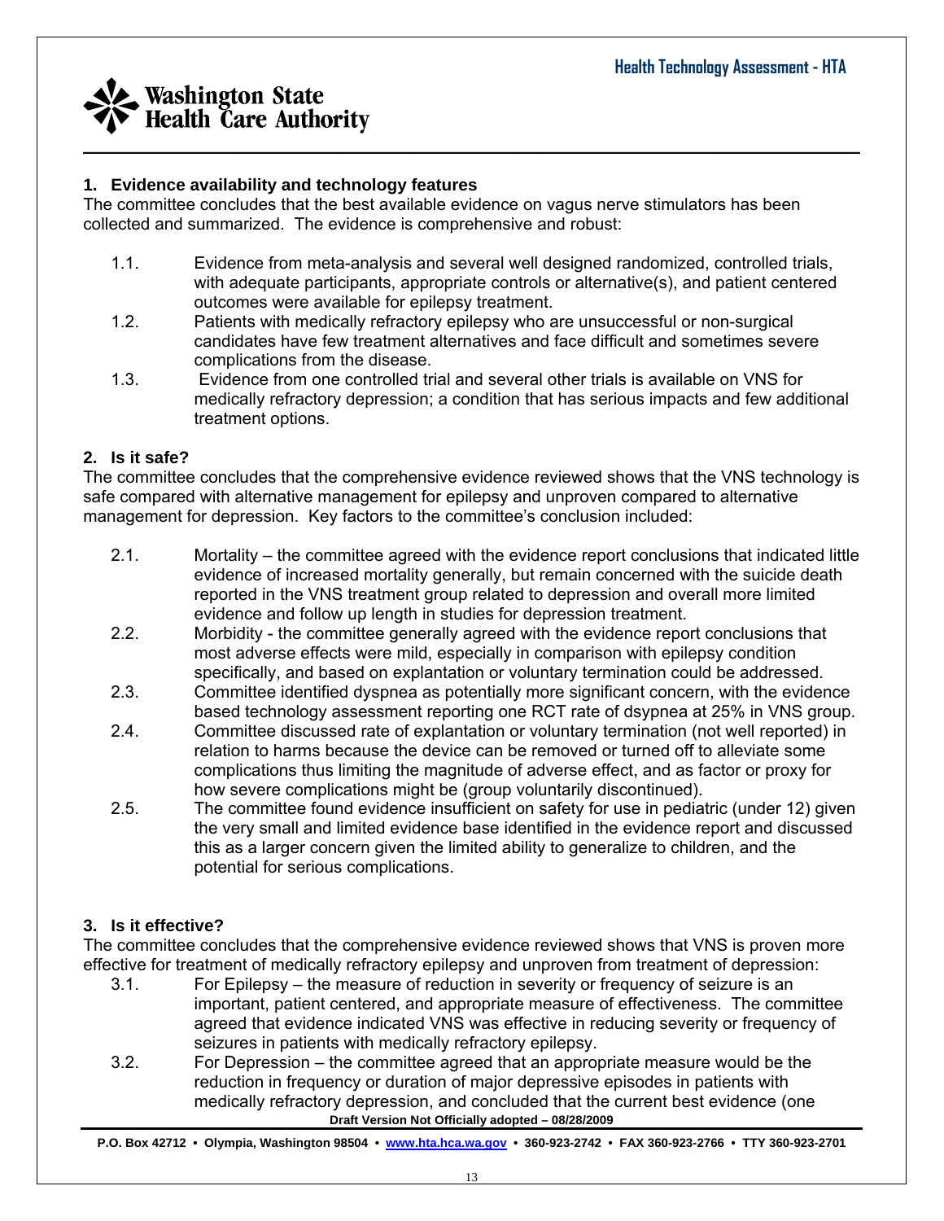## 1. Evidence availability and technology features

The committee concludes that the best available evidence on vagus nerve stimulators has been collected and summarized. The evidence is comprehensive and robust:

1.1. Evidence from meta-analysis and several well designed randomized, controlled trials, with adequate participants, appropriate controls or alternative(s), and patient centered outcomes were available for epilepsy treatment.

1.2. Patients with medically refractory epilepsy who are unsuccessful or non-surgical candidates have few treatment alternatives and face difficult and sometimes severe complications from the disease.

1.3. Evidence from one controlled trial and several other trials is available on VNS for medically refractory depression; a condition that has serious impacts and few additional treatment options.

## 2. Is it safe?

The committee concludes that the comprehensive evidence reviewed shows that the VNS technology is safe compared with alternative management for epilepsy and unproven compared to alternative management for depression. Key factors to the committee's conclusion included:

2.1. Mortality – the committee agreed with the evidence report conclusions that indicated little evidence of increased mortality generally, but remain concerned with the suicide death reported in the VNS treatment group related to depression and overall more limited evidence and follow up length in studies for depression treatment.

2.2. Morbidity - the committee generally agreed with the evidence report conclusions that most adverse effects were mild, especially in comparison with epilepsy condition specifically, and based on explantation or voluntary termination could be addressed.

2.3. Committee identified dyspnea as potentially more significant concern, with the evidence based technology assessment reporting one RCT rate of dsypnea at 25% in VNS group.

2.4. Committee discussed rate of explantation or voluntary termination (not well reported) in relation to harms because the device can be removed or turned off to alleviate some complications thus limiting the magnitude of adverse effect, and as factor or proxy for how severe complications might be (group voluntarily discontinued).

2.5. The committee found evidence insufficient on safety for use in pediatric (under 12) given the very small and limited evidence base identified in the evidence report and discussed this as a larger concern given the limited ability to generalize to children, and the potential for serious complications.

## 3. Is it effective?

The committee concludes that the comprehensive evidence reviewed shows that VNS is proven more effective for treatment of medically refractory epilepsy and unproven from treatment of depression:

3.1. For Epilepsy – the measure of reduction in severity or frequency of seizure is an important, patient centered, and appropriate measure of effectiveness. The committee agreed that evidence indicated VNS was effective in reducing severity or frequency of seizures in patients with medically refractory epilepsy.

3.2. For Depression – the committee agreed that an appropriate measure would be the reduction in frequency or duration of major depressive episodes in patients with medically refractory depression, and concluded that the current best evidence (one

Draft Version Not Officially adopted – 08/28/2009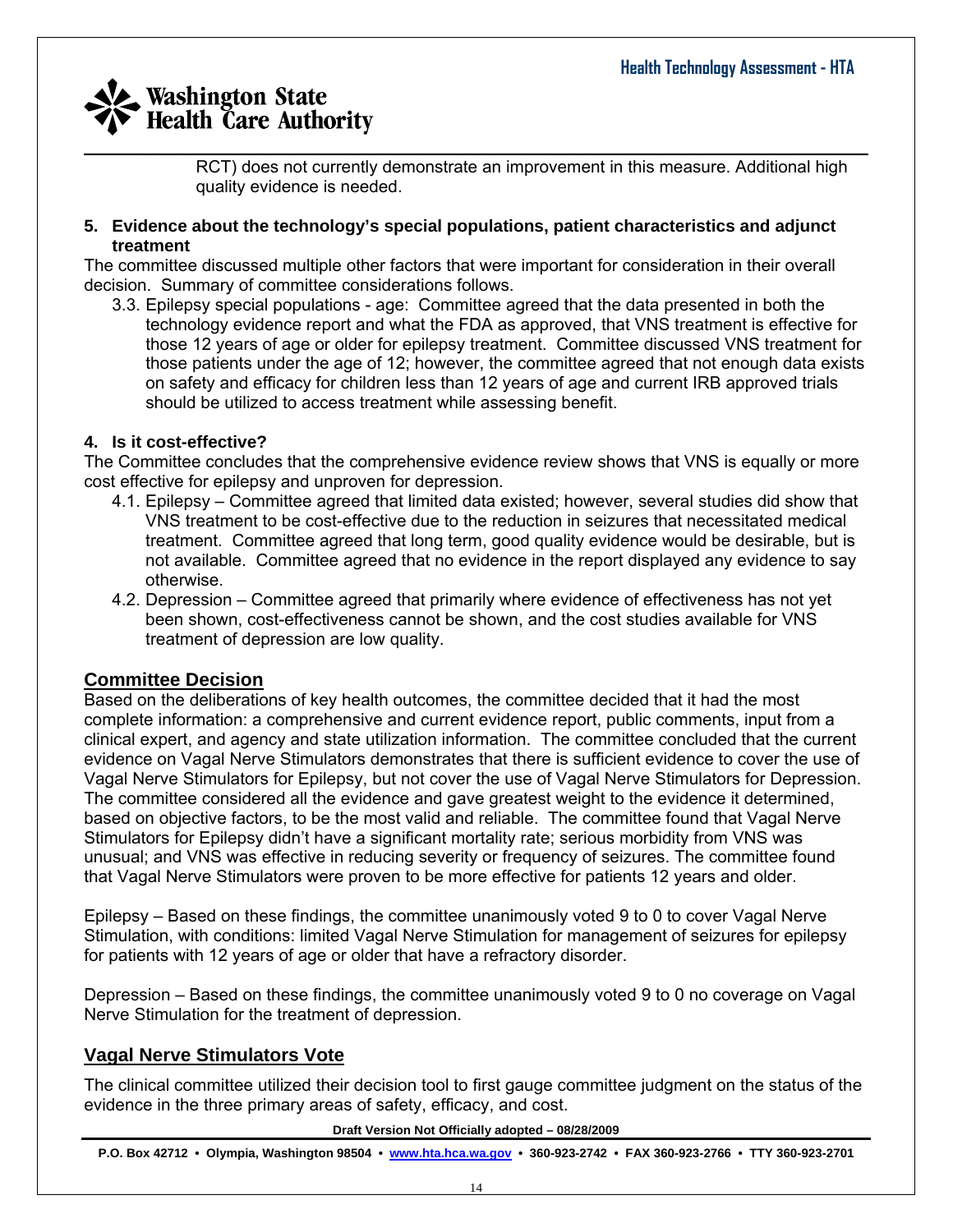RCT) does not currently demonstrate an improvement in this measure. Additional high quality evidence is needed.

**5. Evidence about the technology's special populations, patient characteristics and adjunct treatment**

The committee discussed multiple other factors that were important for consideration in their overall decision. Summary of committee considerations follows.

3.3. Epilepsy special populations - age: Committee agreed that the data presented in both the technology evidence report and what the FDA as approved, that VNS treatment is effective for those 12 years of age or older for epilepsy treatment. Committee discussed VNS treatment for those patients under the age of 12; however, the committee agreed that not enough data exists on safety and efficacy for children less than 12 years of age and current IRB approved trials should be utilized to access treatment while assessing benefit.

**4. Is it cost-effective?**

The Committee concludes that the comprehensive evidence review shows that VNS is equally or more cost effective for epilepsy and unproven for depression.

4.1. Epilepsy – Committee agreed that limited data existed; however, several studies did show that VNS treatment to be cost-effective due to the reduction in seizures that necessitated medical treatment. Committee agreed that long term, good quality evidence would be desirable, but is not available. Committee agreed that no evidence in the report displayed any evidence to say otherwise.

4.2. Depression – Committee agreed that primarily where evidence of effectiveness has not yet been shown, cost-effectiveness cannot be shown, and the cost studies available for VNS treatment of depression are low quality.

## Committee Decision

Based on the deliberations of key health outcomes, the committee decided that it had the most complete information: a comprehensive and current evidence report, public comments, input from a clinical expert, and agency and state utilization information. The committee concluded that the current evidence on Vagal Nerve Stimulators demonstrates that there is sufficient evidence to cover the use of Vagal Nerve Stimulators for Epilepsy, but not cover the use of Vagal Nerve Stimulators for Depression. The committee considered all the evidence and gave greatest weight to the evidence it determined, based on objective factors, to be the most valid and reliable. The committee found that Vagal Nerve Stimulators for Epilepsy didn't have a significant mortality rate; serious morbidity from VNS was unusual; and VNS was effective in reducing severity or frequency of seizures. The committee found that Vagal Nerve Stimulators were proven to be more effective for patients 12 years and older.

Epilepsy – Based on these findings, the committee unanimously voted 9 to 0 to cover Vagal Nerve Stimulation, with conditions: limited Vagal Nerve Stimulation for management of seizures for epilepsy for patients with 12 years of age or older that have a refractory disorder.

Depression – Based on these findings, the committee unanimously voted 9 to 0 no coverage on Vagal Nerve Stimulation for the treatment of depression.

## Vagal Nerve Stimulators Vote

The clinical committee utilized their decision tool to first gauge committee judgment on the status of the evidence in the three primary areas of safety, efficacy, and cost.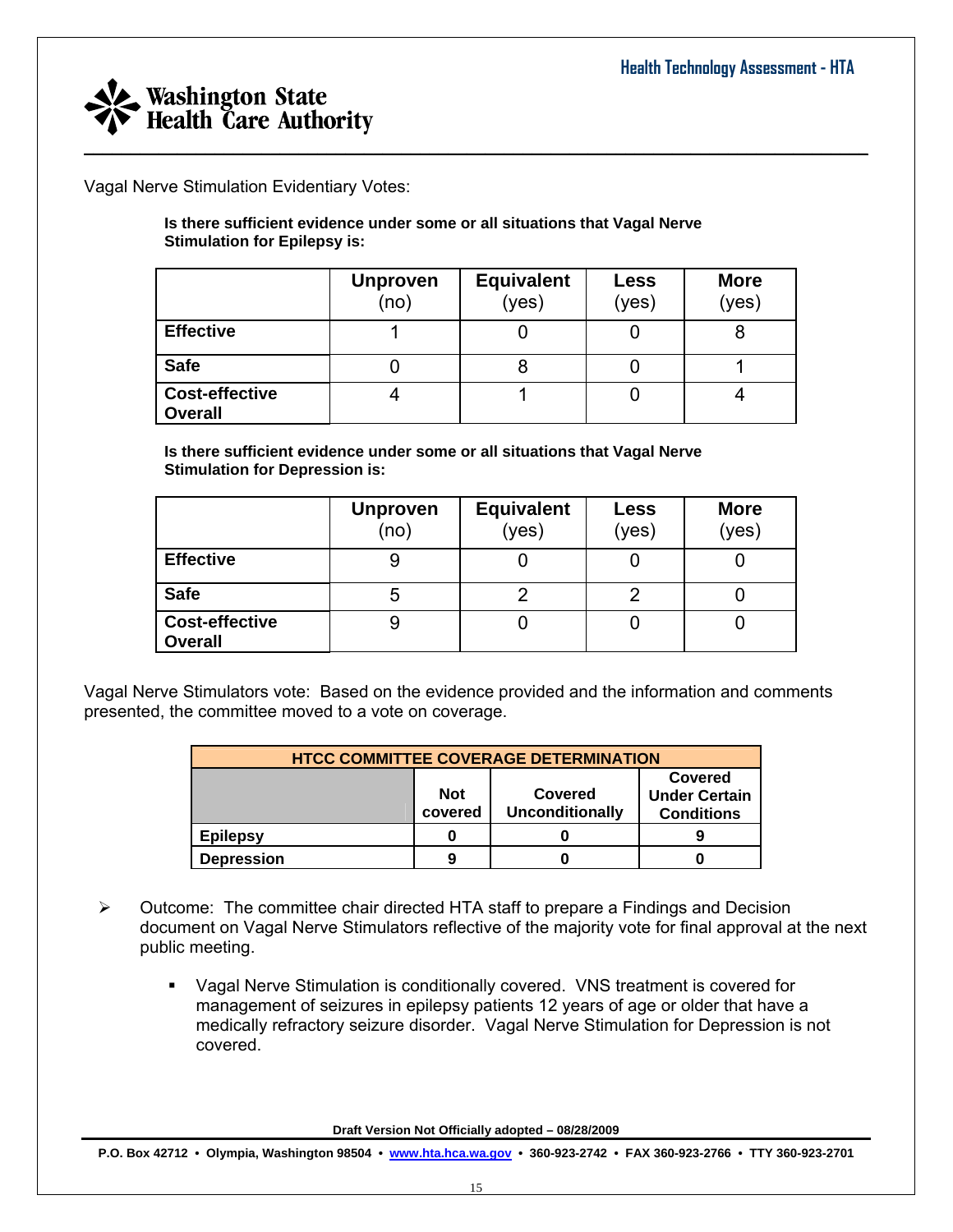Vagal Nerve Stimulation Evidentiary Votes:

**Is there sufficient evidence under some or all situations that Vagal Nerve Stimulation for Epilepsy is:**

| | **Unproven** (no) | **Equivalent** (yes) | **Less** (yes) | **More** (yes) |
|---|---|---|---|---|
| **Effective** | 1 | 0 | 0 | 8 |
| **Safe** | 0 | 8 | 0 | 1 |
| **Cost-effective Overall** | 4 | 1 | 0 | 4 |

**Is there sufficient evidence under some or all situations that Vagal Nerve Stimulation for Depression is:**

| | **Unproven** (no) | **Equivalent** (yes) | **Less** (yes) | **More** (yes) |
|---|---|---|---|---|
| **Effective** | 9 | 0 | 0 | 0 |
| **Safe** | 5 | 2 | 2 | 0 |
| **Cost-effective Overall** | 9 | 0 | 0 | 0 |

Vagal Nerve Stimulators vote: Based on the evidence provided and the information and comments presented, the committee moved to a vote on coverage.

| **HTCC COMMITTEE COVERAGE DETERMINATION** | | | |
|---|---|---|---|
| | **Not covered** | **Covered Unconditionally** | **Covered Under Certain Conditions** |
| **Epilepsy** | **0** | **0** | **9** |
| **Depression** | **9** | **0** | **0** |

- Outcome: The committee chair directed HTA staff to prepare a Findings and Decision document on Vagal Nerve Stimulators reflective of the majority vote for final approval at the next public meeting.
  - Vagal Nerve Stimulation is conditionally covered. VNS treatment is covered for management of seizures in epilepsy patients 12 years of age or older that have a medically refractory seizure disorder. Vagal Nerve Stimulation for Depression is not covered.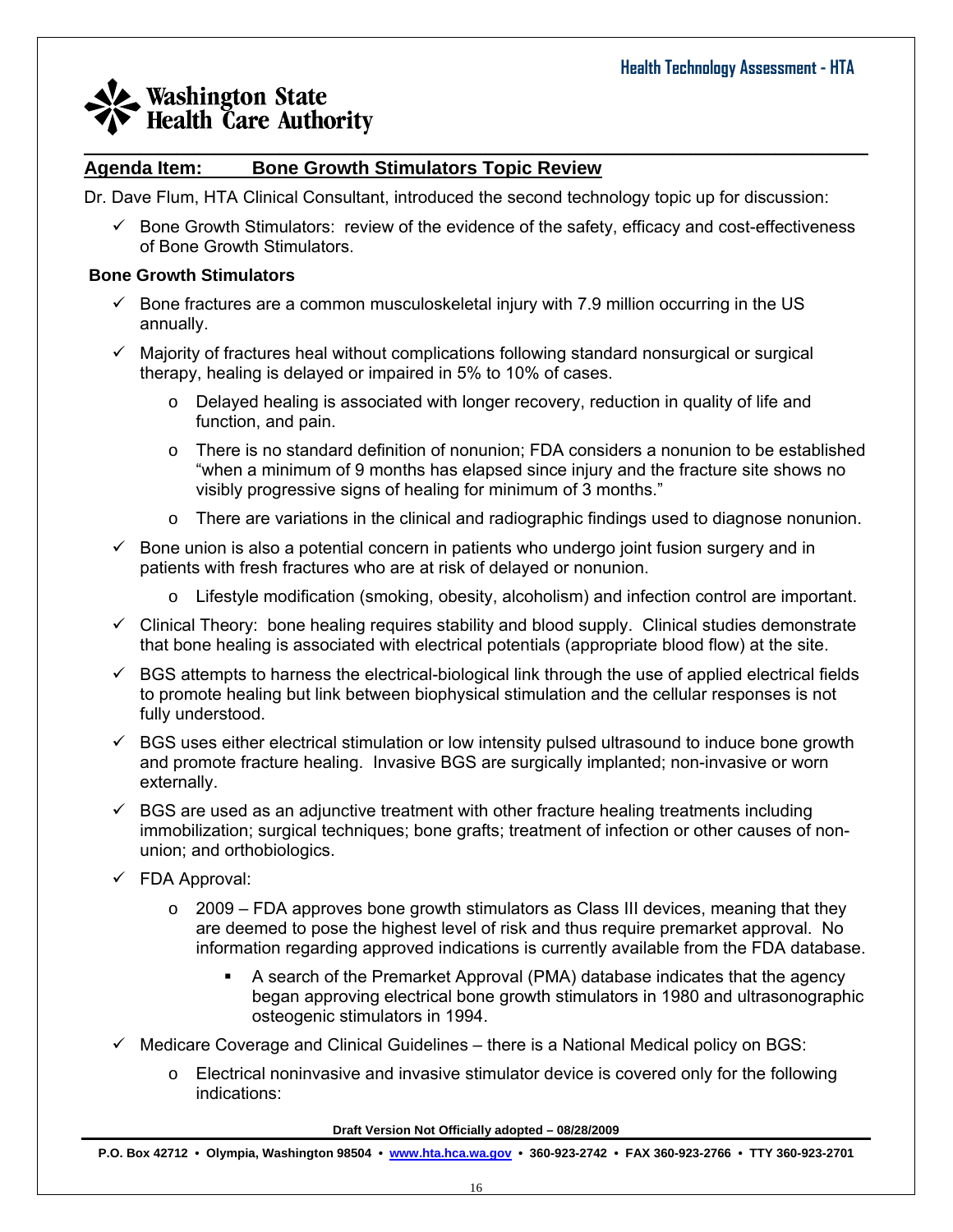## Agenda Item: Bone Growth Stimulators Topic Review

Dr. Dave Flum, HTA Clinical Consultant, introduced the second technology topic up for discussion:

- ✓ Bone Growth Stimulators: review of the evidence of the safety, efficacy and cost-effectiveness of Bone Growth Stimulators.

**Bone Growth Stimulators**

- ✓ Bone fractures are a common musculoskeletal injury with 7.9 million occurring in the US annually.
- ✓ Majority of fractures heal without complications following standard nonsurgical or surgical therapy, healing is delayed or impaired in 5% to 10% of cases.
  - o Delayed healing is associated with longer recovery, reduction in quality of life and function, and pain.
  - o There is no standard definition of nonunion; FDA considers a nonunion to be established "when a minimum of 9 months has elapsed since injury and the fracture site shows no visibly progressive signs of healing for minimum of 3 months."
  - o There are variations in the clinical and radiographic findings used to diagnose nonunion.
- ✓ Bone union is also a potential concern in patients who undergo joint fusion surgery and in patients with fresh fractures who are at risk of delayed or nonunion.
  - o Lifestyle modification (smoking, obesity, alcoholism) and infection control are important.
- ✓ Clinical Theory: bone healing requires stability and blood supply. Clinical studies demonstrate that bone healing is associated with electrical potentials (appropriate blood flow) at the site.
- ✓ BGS attempts to harness the electrical-biological link through the use of applied electrical fields to promote healing but link between biophysical stimulation and the cellular responses is not fully understood.
- ✓ BGS uses either electrical stimulation or low intensity pulsed ultrasound to induce bone growth and promote fracture healing. Invasive BGS are surgically implanted; non-invasive or worn externally.
- ✓ BGS are used as an adjunctive treatment with other fracture healing treatments including immobilization; surgical techniques; bone grafts; treatment of infection or other causes of non-union; and orthobiologics.
- ✓ FDA Approval:
  - o 2009 – FDA approves bone growth stimulators as Class III devices, meaning that they are deemed to pose the highest level of risk and thus require premarket approval. No information regarding approved indications is currently available from the FDA database.
    - ▪ A search of the Premarket Approval (PMA) database indicates that the agency began approving electrical bone growth stimulators in 1980 and ultrasonographic osteogenic stimulators in 1994.
- ✓ Medicare Coverage and Clinical Guidelines – there is a National Medical policy on BGS:
  - o Electrical noninvasive and invasive stimulator device is covered only for the following indications: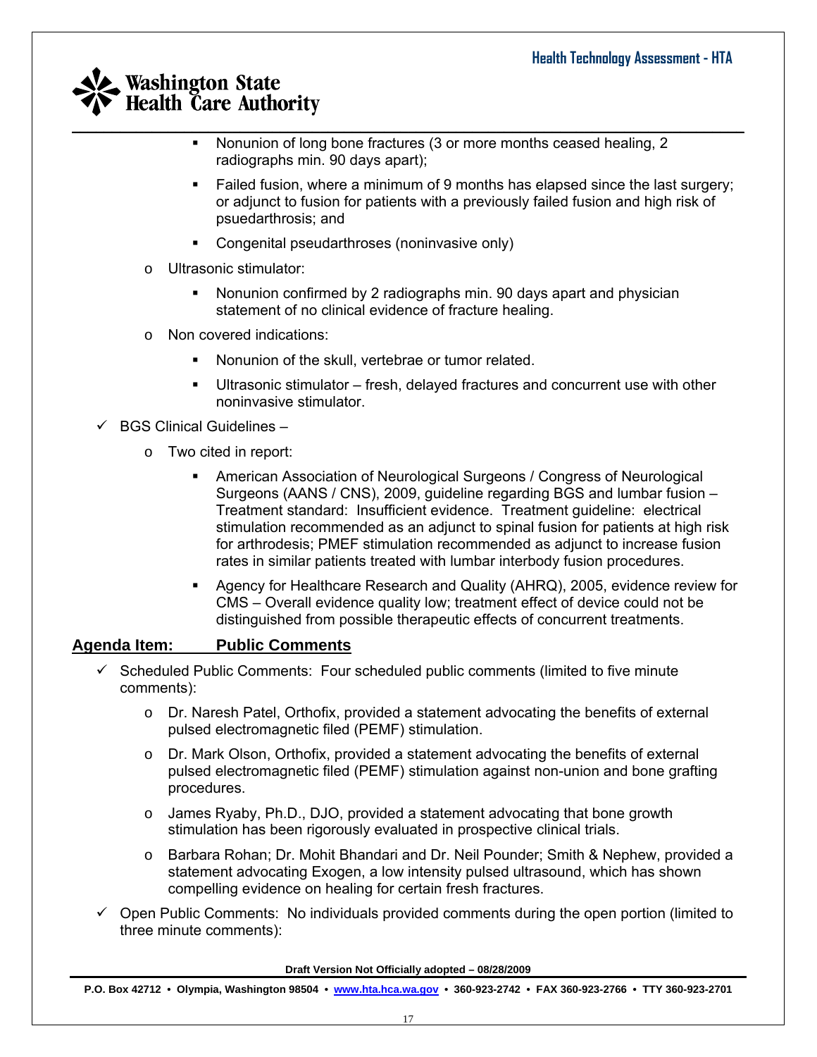- Nonunion of long bone fractures (3 or more months ceased healing, 2 radiographs min. 90 days apart);
  - Failed fusion, where a minimum of 9 months has elapsed since the last surgery; or adjunct to fusion for patients with a previously failed fusion and high risk of psuedarthrosis; and
  - Congenital pseudarthroses (noninvasive only)
- Ultrasonic stimulator:
  - Nonunion confirmed by 2 radiographs min. 90 days apart and physician statement of no clinical evidence of fracture healing.
- Non covered indications:
  - Nonunion of the skull, vertebrae or tumor related.
  - Ultrasonic stimulator – fresh, delayed fractures and concurrent use with other noninvasive stimulator.

✓ BGS Clinical Guidelines –

- Two cited in report:
  - American Association of Neurological Surgeons / Congress of Neurological Surgeons (AANS / CNS), 2009, guideline regarding BGS and lumbar fusion – Treatment standard: Insufficient evidence. Treatment guideline: electrical stimulation recommended as an adjunct to spinal fusion for patients at high risk for arthrodesis; PMEF stimulation recommended as adjunct to increase fusion rates in similar patients treated with lumbar interbody fusion procedures.
  - Agency for Healthcare Research and Quality (AHRQ), 2005, evidence review for CMS – Overall evidence quality low; treatment effect of device could not be distinguished from possible therapeutic effects of concurrent treatments.

**Agenda Item: Public Comments**

✓ Scheduled Public Comments: Four scheduled public comments (limited to five minute comments):

- Dr. Naresh Patel, Orthofix, provided a statement advocating the benefits of external pulsed electromagnetic filed (PEMF) stimulation.
- Dr. Mark Olson, Orthofix, provided a statement advocating the benefits of external pulsed electromagnetic filed (PEMF) stimulation against non-union and bone grafting procedures.
- James Ryaby, Ph.D., DJO, provided a statement advocating that bone growth stimulation has been rigorously evaluated in prospective clinical trials.
- Barbara Rohan; Dr. Mohit Bhandari and Dr. Neil Pounder; Smith & Nephew, provided a statement advocating Exogen, a low intensity pulsed ultrasound, which has shown compelling evidence on healing for certain fresh fractures.

✓ Open Public Comments: No individuals provided comments during the open portion (limited to three minute comments):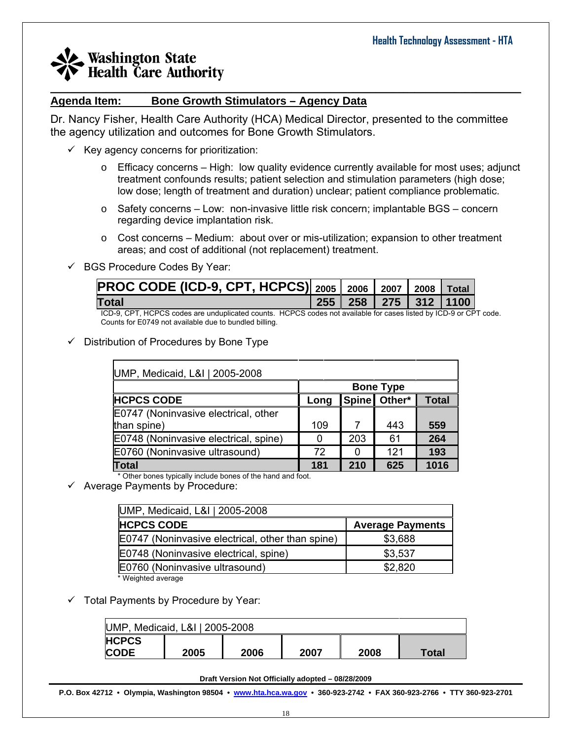## Agenda Item: Bone Growth Stimulators – Agency Data

Dr. Nancy Fisher, Health Care Authority (HCA) Medical Director, presented to the committee the agency utilization and outcomes for Bone Growth Stimulators.

- ✓ Key agency concerns for prioritization:
  - Efficacy concerns – High: low quality evidence currently available for most uses; adjunct treatment confounds results; patient selection and stimulation parameters (high dose; low dose; length of treatment and duration) unclear; patient compliance problematic.
  - Safety concerns – Low: non-invasive little risk concern; implantable BGS – concern regarding device implantation risk.
  - Cost concerns – Medium: about over or mis-utilization; expansion to other treatment areas; and cost of additional (not replacement) treatment.
- ✓ BGS Procedure Codes By Year:

| PROC CODE (ICD-9, CPT, HCPCS) | 2005 | 2006 | 2007 | 2008 | Total |
|---|---|---|---|---|---|
| Total | 255 | 258 | 275 | 312 | 1100 |

ICD-9, CPT, HCPCS codes are unduplicated counts. HCPCS codes not available for cases listed by ICD-9 or CPT code. Counts for E0749 not available due to bundled billing.

- ✓ Distribution of Procedures by Bone Type

| UMP, Medicaid, L&I \| 2005-2008 | | | | |
|---|---|---|---|---|
| | Bone Type | | | |
| HCPCS CODE | Long | Spine | Other* | Total |
| E0747 (Noninvasive electrical, other than spine) | 109 | 7 | 443 | 559 |
| E0748 (Noninvasive electrical, spine) | 0 | 203 | 61 | 264 |
| E0760 (Noninvasive ultrasound) | 72 | 0 | 121 | 193 |
| Total | 181 | 210 | 625 | 1016 |

\* Other bones typically include bones of the hand and foot.

- ✓ Average Payments by Procedure:

| UMP, Medicaid, L&I \| 2005-2008 | |
|---|---|
| HCPCS CODE | Average Payments |
| E0747 (Noninvasive electrical, other than spine) | $3,688 |
| E0748 (Noninvasive electrical, spine) | $3,537 |
| E0760 (Noninvasive ultrasound) | $2,820 |

\* Weighted average

- ✓ Total Payments by Procedure by Year:

| UMP, Medicaid, L&I \| 2005-2008 | | | | | |
|---|---|---|---|---|---|
| HCPCS CODE | 2005 | 2006 | 2007 | 2008 | Total |

Draft Version Not Officially adopted – 08/28/2009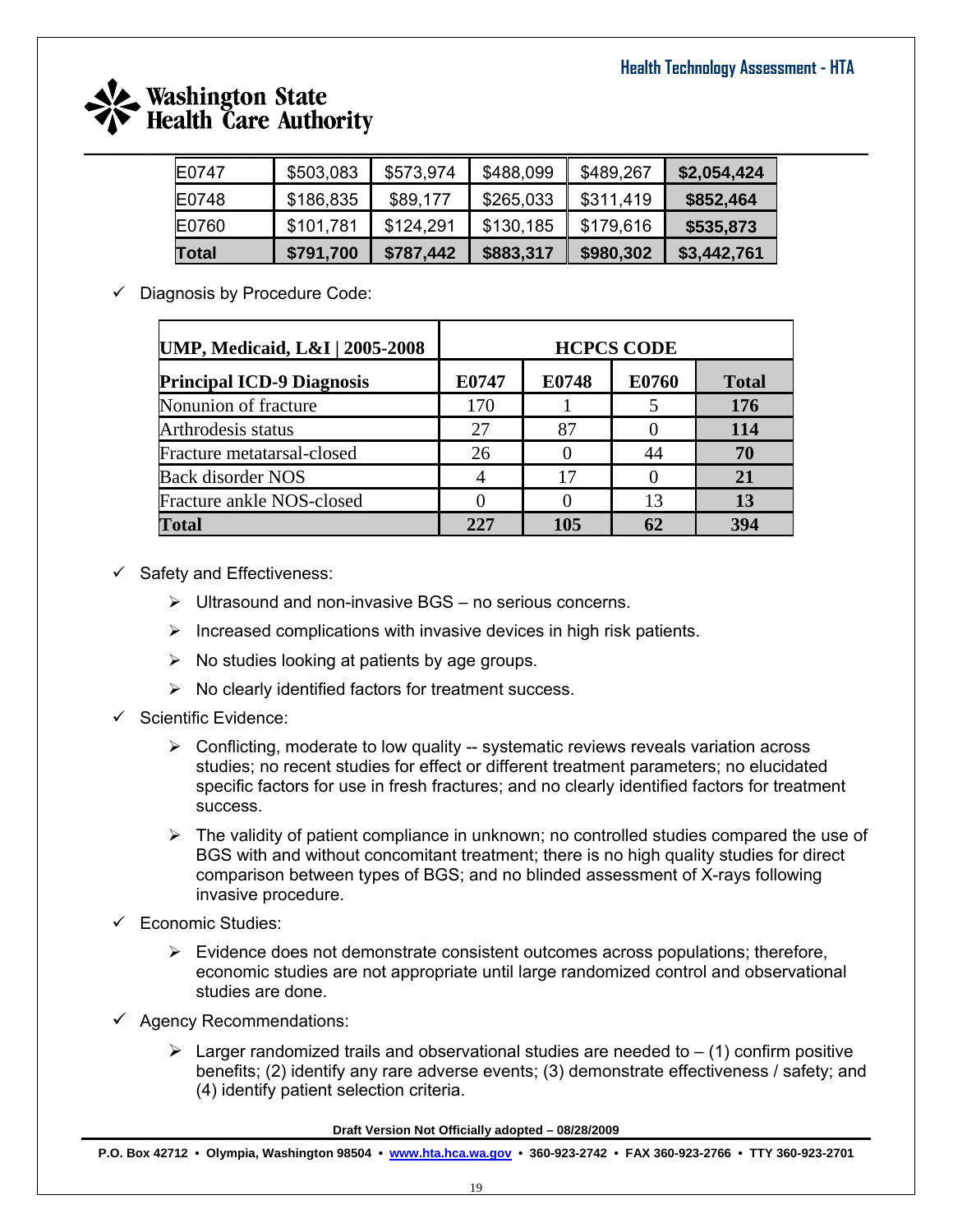| | | | | | |
|---|---|---|---|---|---|
| E0747 | $503,083 | $573,974 | $488,099 | $489,267 | **$2,054,424** |
| E0748 | $186,835 | $89,177 | $265,033 | $311,419 | **$852,464** |
| E0760 | $101,781 | $124,291 | $130,185 | $179,616 | **$535,873** |
| **Total** | **$791,700** | **$787,442** | **$883,317** | **$980,302** | **$3,442,761** |

- ✓ Diagnosis by Procedure Code:

| **UMP, Medicaid, L&I \| 2005-2008** | **HCPCS CODE** | | | |
|---|---|---|---|---|
| **Principal ICD-9 Diagnosis** | **E0747** | **E0748** | **E0760** | **Total** |
| Nonunion of fracture | 170 | 1 | 5 | **176** |
| Arthrodesis status | 27 | 87 | 0 | **114** |
| Fracture metatarsal-closed | 26 | 0 | 44 | **70** |
| Back disorder NOS | 4 | 17 | 0 | **21** |
| Fracture ankle NOS-closed | 0 | 0 | 13 | **13** |
| **Total** | **227** | **105** | **62** | **394** |

- ✓ Safety and Effectiveness:
  - ➢ Ultrasound and non-invasive BGS – no serious concerns.
  - ➢ Increased complications with invasive devices in high risk patients.
  - ➢ No studies looking at patients by age groups.
  - ➢ No clearly identified factors for treatment success.
- ✓ Scientific Evidence:
  - ➢ Conflicting, moderate to low quality -- systematic reviews reveals variation across studies; no recent studies for effect or different treatment parameters; no elucidated specific factors for use in fresh fractures; and no clearly identified factors for treatment success.
  - ➢ The validity of patient compliance in unknown; no controlled studies compared the use of BGS with and without concomitant treatment; there is no high quality studies for direct comparison between types of BGS; and no blinded assessment of X-rays following invasive procedure.
- ✓ Economic Studies:
  - ➢ Evidence does not demonstrate consistent outcomes across populations; therefore, economic studies are not appropriate until large randomized control and observational studies are done.
- ✓ Agency Recommendations:
  - ➢ Larger randomized trails and observational studies are needed to – (1) confirm positive benefits; (2) identify any rare adverse events; (3) demonstrate effectiveness / safety; and (4) identify patient selection criteria.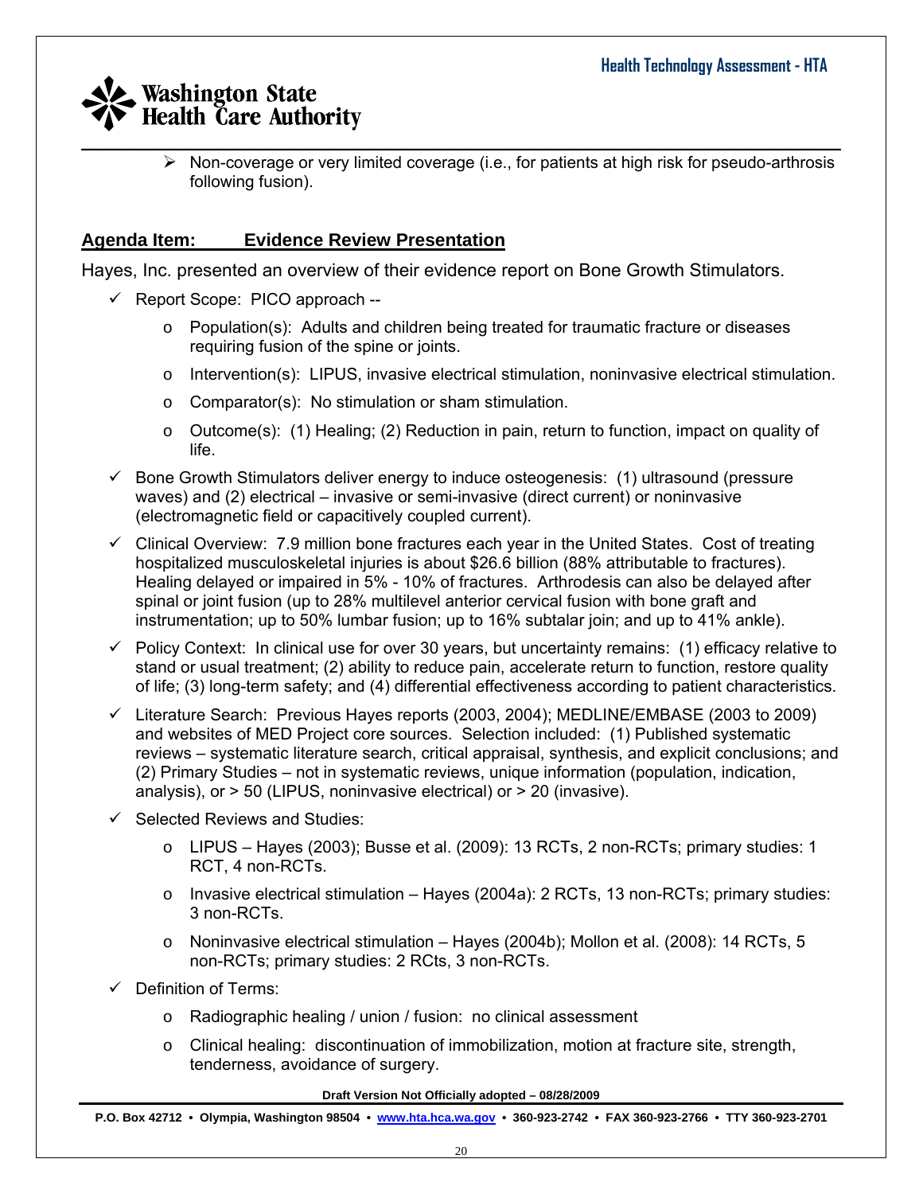- Non-coverage or very limited coverage (i.e., for patients at high risk for pseudo-arthrosis following fusion).

**Agenda Item: Evidence Review Presentation**

Hayes, Inc. presented an overview of their evidence report on Bone Growth Stimulators.

- ✓ Report Scope: PICO approach --
  - o Population(s): Adults and children being treated for traumatic fracture or diseases requiring fusion of the spine or joints.
  - o Intervention(s): LIPUS, invasive electrical stimulation, noninvasive electrical stimulation.
  - o Comparator(s): No stimulation or sham stimulation.
  - o Outcome(s): (1) Healing; (2) Reduction in pain, return to function, impact on quality of life.
- ✓ Bone Growth Stimulators deliver energy to induce osteogenesis: (1) ultrasound (pressure waves) and (2) electrical – invasive or semi-invasive (direct current) or noninvasive (electromagnetic field or capacitively coupled current).
- ✓ Clinical Overview: 7.9 million bone fractures each year in the United States. Cost of treating hospitalized musculoskeletal injuries is about $26.6 billion (88% attributable to fractures). Healing delayed or impaired in 5% - 10% of fractures. Arthrodesis can also be delayed after spinal or joint fusion (up to 28% multilevel anterior cervical fusion with bone graft and instrumentation; up to 50% lumbar fusion; up to 16% subtalar join; and up to 41% ankle).
- ✓ Policy Context: In clinical use for over 30 years, but uncertainty remains: (1) efficacy relative to stand or usual treatment; (2) ability to reduce pain, accelerate return to function, restore quality of life; (3) long-term safety; and (4) differential effectiveness according to patient characteristics.
- ✓ Literature Search: Previous Hayes reports (2003, 2004); MEDLINE/EMBASE (2003 to 2009) and websites of MED Project core sources. Selection included: (1) Published systematic reviews – systematic literature search, critical appraisal, synthesis, and explicit conclusions; and (2) Primary Studies – not in systematic reviews, unique information (population, indication, analysis), or > 50 (LIPUS, noninvasive electrical) or > 20 (invasive).
- ✓ Selected Reviews and Studies:
  - o LIPUS – Hayes (2003); Busse et al. (2009): 13 RCTs, 2 non-RCTs; primary studies: 1 RCT, 4 non-RCTs.
  - o Invasive electrical stimulation – Hayes (2004a): 2 RCTs, 13 non-RCTs; primary studies: 3 non-RCTs.
  - o Noninvasive electrical stimulation – Hayes (2004b); Mollon et al. (2008): 14 RCTs, 5 non-RCTs; primary studies: 2 RCts, 3 non-RCTs.
- ✓ Definition of Terms:
  - o Radiographic healing / union / fusion: no clinical assessment
  - o Clinical healing: discontinuation of immobilization, motion at fracture site, strength, tenderness, avoidance of surgery.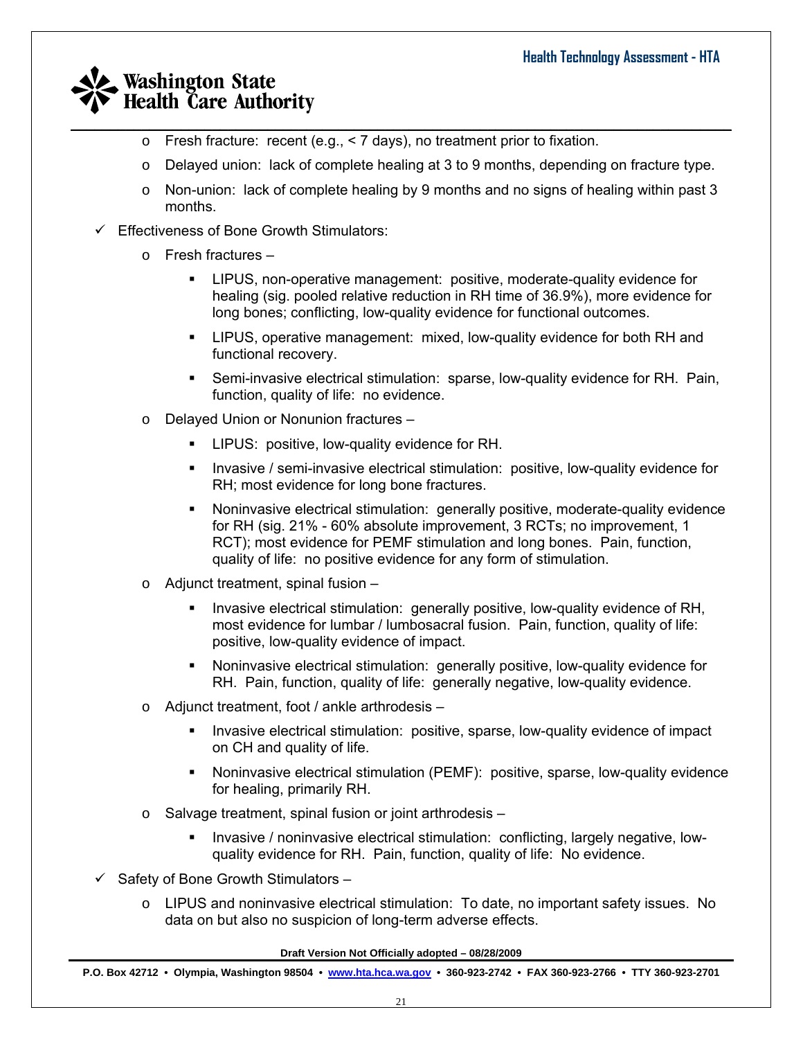- Fresh fracture: recent (e.g., < 7 days), no treatment prior to fixation.
- Delayed union: lack of complete healing at 3 to 9 months, depending on fracture type.
- Non-union: lack of complete healing by 9 months and no signs of healing within past 3 months.

✓ Effectiveness of Bone Growth Stimulators:

- Fresh fractures –
  - LIPUS, non-operative management: positive, moderate-quality evidence for healing (sig. pooled relative reduction in RH time of 36.9%), more evidence for long bones; conflicting, low-quality evidence for functional outcomes.
  - LIPUS, operative management: mixed, low-quality evidence for both RH and functional recovery.
  - Semi-invasive electrical stimulation: sparse, low-quality evidence for RH. Pain, function, quality of life: no evidence.
- Delayed Union or Nonunion fractures –
  - LIPUS: positive, low-quality evidence for RH.
  - Invasive / semi-invasive electrical stimulation: positive, low-quality evidence for RH; most evidence for long bone fractures.
  - Noninvasive electrical stimulation: generally positive, moderate-quality evidence for RH (sig. 21% - 60% absolute improvement, 3 RCTs; no improvement, 1 RCT); most evidence for PEMF stimulation and long bones. Pain, function, quality of life: no positive evidence for any form of stimulation.
- Adjunct treatment, spinal fusion –
  - Invasive electrical stimulation: generally positive, low-quality evidence of RH, most evidence for lumbar / lumbosacral fusion. Pain, function, quality of life: positive, low-quality evidence of impact.
  - Noninvasive electrical stimulation: generally positive, low-quality evidence for RH. Pain, function, quality of life: generally negative, low-quality evidence.
- Adjunct treatment, foot / ankle arthrodesis –
  - Invasive electrical stimulation: positive, sparse, low-quality evidence of impact on CH and quality of life.
  - Noninvasive electrical stimulation (PEMF): positive, sparse, low-quality evidence for healing, primarily RH.
- Salvage treatment, spinal fusion or joint arthrodesis –
  - Invasive / noninvasive electrical stimulation: conflicting, largely negative, low-quality evidence for RH. Pain, function, quality of life: No evidence.

✓ Safety of Bone Growth Stimulators –

- LIPUS and noninvasive electrical stimulation: To date, no important safety issues. No data on but also no suspicion of long-term adverse effects.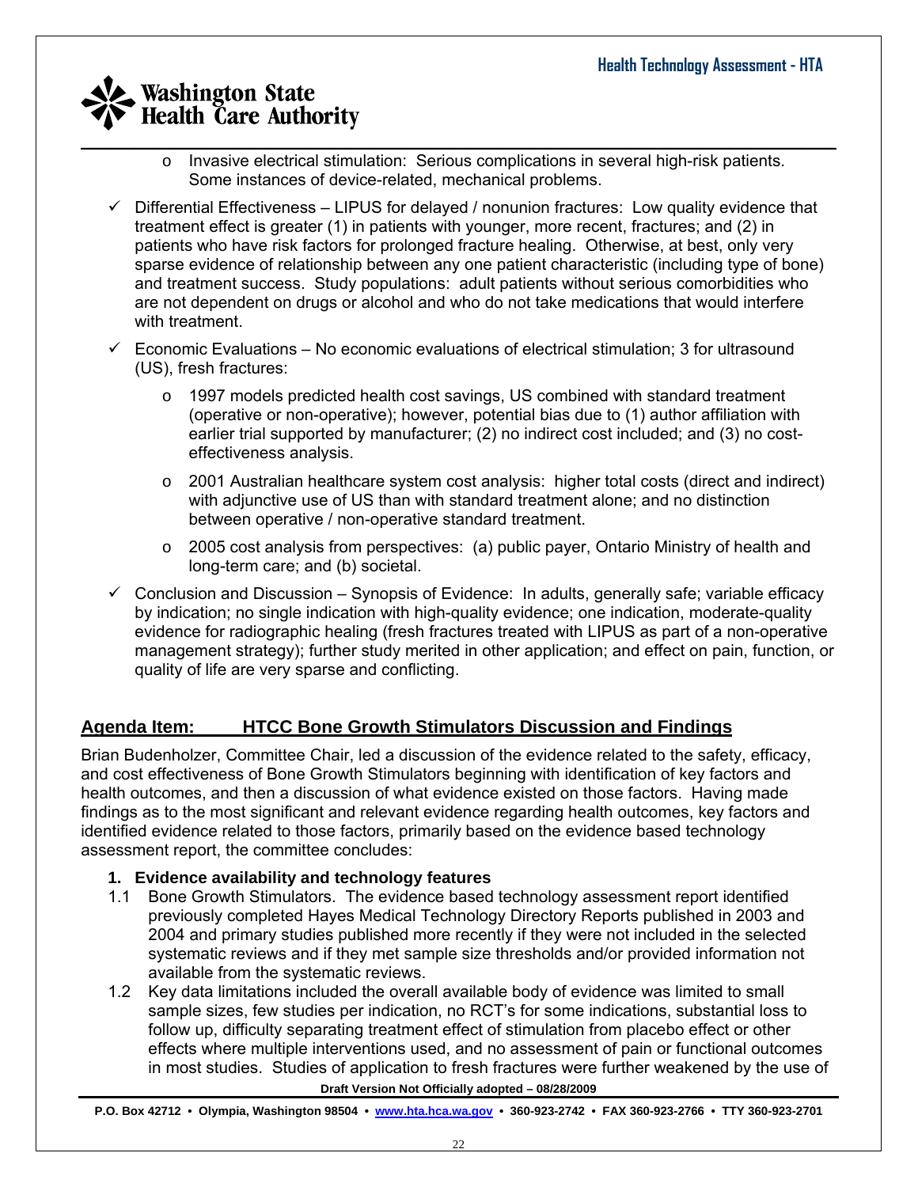- Invasive electrical stimulation: Serious complications in several high-risk patients. Some instances of device-related, mechanical problems.

- ✓ Differential Effectiveness – LIPUS for delayed / nonunion fractures: Low quality evidence that treatment effect is greater (1) in patients with younger, more recent, fractures; and (2) in patients who have risk factors for prolonged fracture healing. Otherwise, at best, only very sparse evidence of relationship between any one patient characteristic (including type of bone) and treatment success. Study populations: adult patients without serious comorbidities who are not dependent on drugs or alcohol and who do not take medications that would interfere with treatment.

- ✓ Economic Evaluations – No economic evaluations of electrical stimulation; 3 for ultrasound (US), fresh fractures:

  - 1997 models predicted health cost savings, US combined with standard treatment (operative or non-operative); however, potential bias due to (1) author affiliation with earlier trial supported by manufacturer; (2) no indirect cost included; and (3) no cost-effectiveness analysis.

  - 2001 Australian healthcare system cost analysis: higher total costs (direct and indirect) with adjunctive use of US than with standard treatment alone; and no distinction between operative / non-operative standard treatment.

  - 2005 cost analysis from perspectives: (a) public payer, Ontario Ministry of health and long-term care; and (b) societal.

- ✓ Conclusion and Discussion – Synopsis of Evidence: In adults, generally safe; variable efficacy by indication; no single indication with high-quality evidence; one indication, moderate-quality evidence for radiographic healing (fresh fractures treated with LIPUS as part of a non-operative management strategy); further study merited in other application; and effect on pain, function, or quality of life are very sparse and conflicting.

## Agenda Item: HTCC Bone Growth Stimulators Discussion and Findings

Brian Budenholzer, Committee Chair, led a discussion of the evidence related to the safety, efficacy, and cost effectiveness of Bone Growth Stimulators beginning with identification of key factors and health outcomes, and then a discussion of what evidence existed on those factors. Having made findings as to the most significant and relevant evidence regarding health outcomes, key factors and identified evidence related to those factors, primarily based on the evidence based technology assessment report, the committee concludes:

**1. Evidence availability and technology features**

1.1 Bone Growth Stimulators. The evidence based technology assessment report identified previously completed Hayes Medical Technology Directory Reports published in 2003 and 2004 and primary studies published more recently if they were not included in the selected systematic reviews and if they met sample size thresholds and/or provided information not available from the systematic reviews.

1.2 Key data limitations included the overall available body of evidence was limited to small sample sizes, few studies per indication, no RCT's for some indications, substantial loss to follow up, difficulty separating treatment effect of stimulation from placebo effect or other effects where multiple interventions used, and no assessment of pain or functional outcomes in most studies. Studies of application to fresh fractures were further weakened by the use of

Draft Version Not Officially adopted – 08/28/2009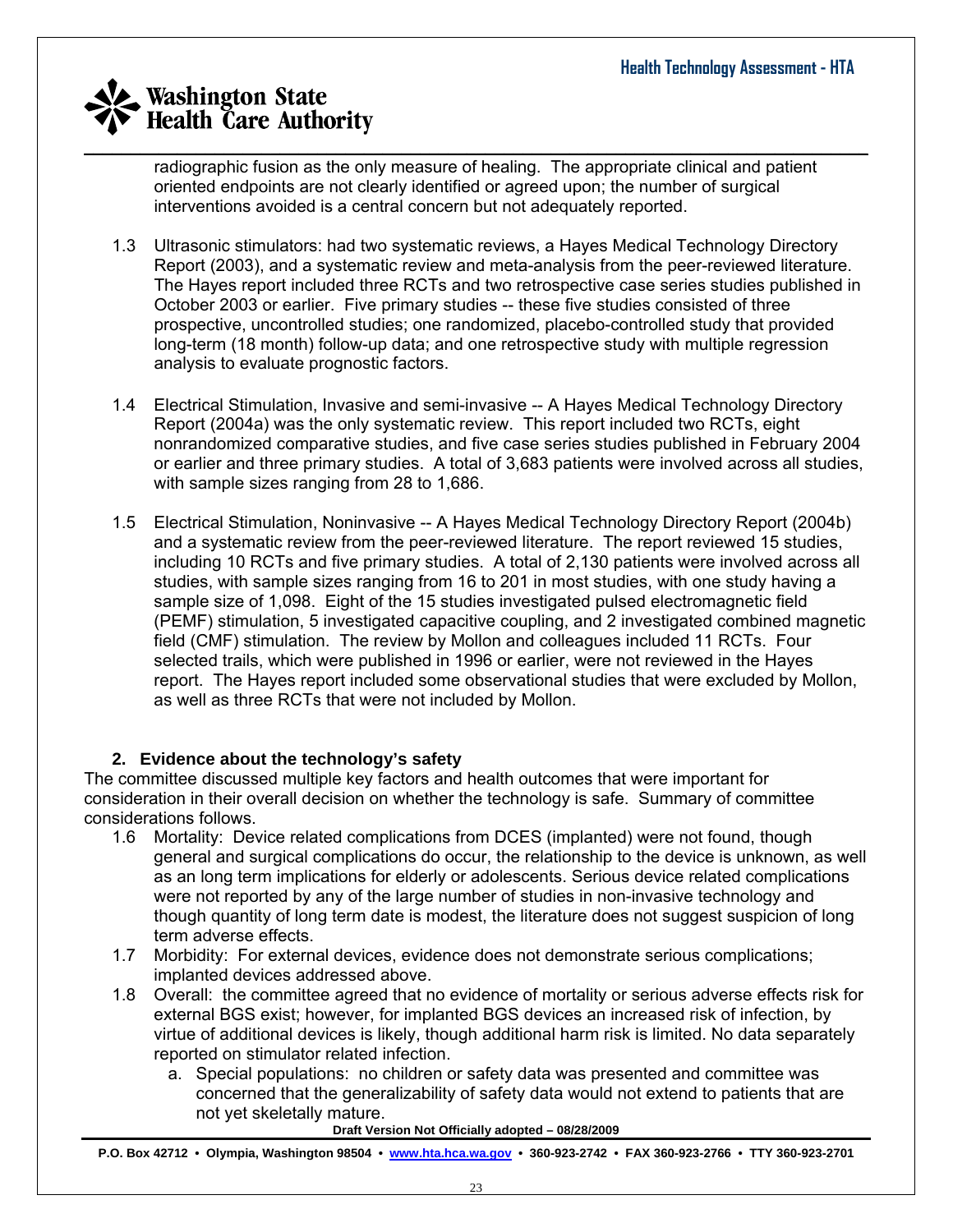radiographic fusion as the only measure of healing. The appropriate clinical and patient oriented endpoints are not clearly identified or agreed upon; the number of surgical interventions avoided is a central concern but not adequately reported.

1.3 Ultrasonic stimulators: had two systematic reviews, a Hayes Medical Technology Directory Report (2003), and a systematic review and meta-analysis from the peer-reviewed literature. The Hayes report included three RCTs and two retrospective case series studies published in October 2003 or earlier. Five primary studies -- these five studies consisted of three prospective, uncontrolled studies; one randomized, placebo-controlled study that provided long-term (18 month) follow-up data; and one retrospective study with multiple regression analysis to evaluate prognostic factors.

1.4 Electrical Stimulation, Invasive and semi-invasive -- A Hayes Medical Technology Directory Report (2004a) was the only systematic review. This report included two RCTs, eight nonrandomized comparative studies, and five case series studies published in February 2004 or earlier and three primary studies. A total of 3,683 patients were involved across all studies, with sample sizes ranging from 28 to 1,686.

1.5 Electrical Stimulation, Noninvasive -- A Hayes Medical Technology Directory Report (2004b) and a systematic review from the peer-reviewed literature. The report reviewed 15 studies, including 10 RCTs and five primary studies. A total of 2,130 patients were involved across all studies, with sample sizes ranging from 16 to 201 in most studies, with one study having a sample size of 1,098. Eight of the 15 studies investigated pulsed electromagnetic field (PEMF) stimulation, 5 investigated capacitive coupling, and 2 investigated combined magnetic field (CMF) stimulation. The review by Mollon and colleagues included 11 RCTs. Four selected trails, which were published in 1996 or earlier, were not reviewed in the Hayes report. The Hayes report included some observational studies that were excluded by Mollon, as well as three RCTs that were not included by Mollon.

### 2. Evidence about the technology's safety

The committee discussed multiple key factors and health outcomes that were important for consideration in their overall decision on whether the technology is safe. Summary of committee considerations follows.

1.6 Mortality: Device related complications from DCES (implanted) were not found, though general and surgical complications do occur, the relationship to the device is unknown, as well as an long term implications for elderly or adolescents. Serious device related complications were not reported by any of the large number of studies in non-invasive technology and though quantity of long term date is modest, the literature does not suggest suspicion of long term adverse effects.

1.7 Morbidity: For external devices, evidence does not demonstrate serious complications; implanted devices addressed above.

1.8 Overall: the committee agreed that no evidence of mortality or serious adverse effects risk for external BGS exist; however, for implanted BGS devices an increased risk of infection, by virtue of additional devices is likely, though additional harm risk is limited. No data separately reported on stimulator related infection.

   a. Special populations: no children or safety data was presented and committee was concerned that the generalizability of safety data would not extend to patients that are not yet skeletally mature.

Draft Version Not Officially adopted – 08/28/2009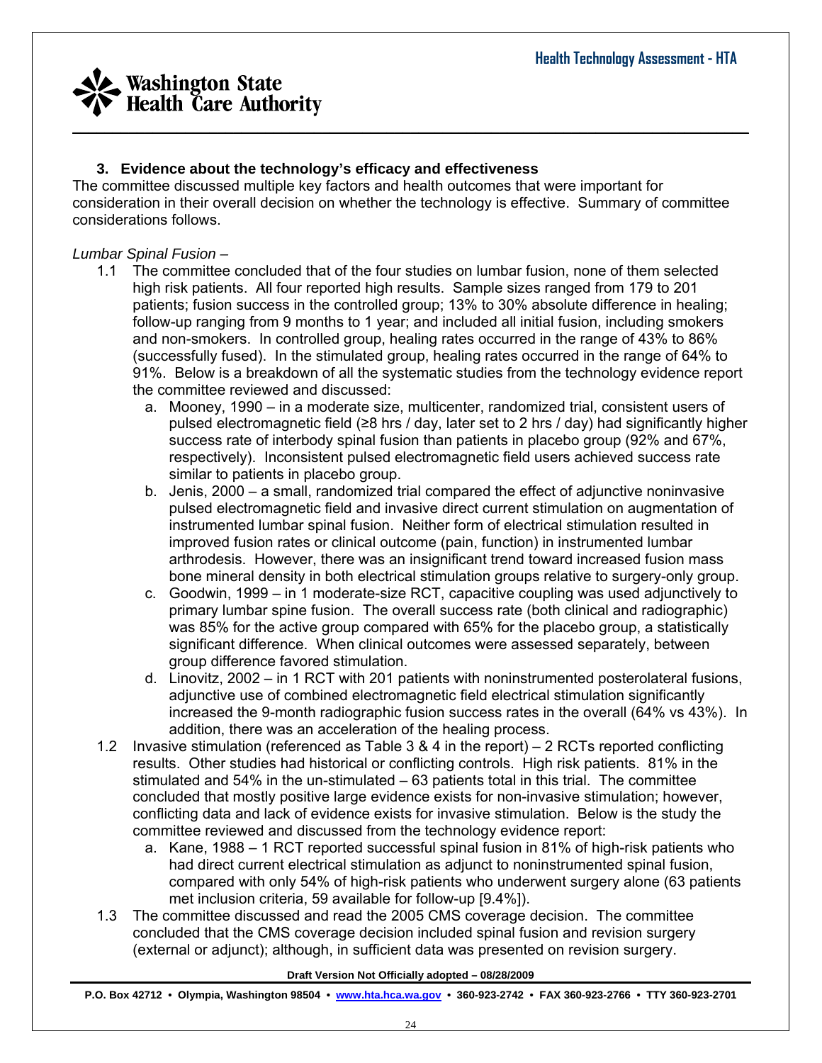### 3. Evidence about the technology's efficacy and effectiveness

The committee discussed multiple key factors and health outcomes that were important for consideration in their overall decision on whether the technology is effective. Summary of committee considerations follows.

*Lumbar Spinal Fusion –*

1.1 The committee concluded that of the four studies on lumbar fusion, none of them selected high risk patients. All four reported high results. Sample sizes ranged from 179 to 201 patients; fusion success in the controlled group; 13% to 30% absolute difference in healing; follow-up ranging from 9 months to 1 year; and included all initial fusion, including smokers and non-smokers. In controlled group, healing rates occurred in the range of 43% to 86% (successfully fused). In the stimulated group, healing rates occurred in the range of 64% to 91%. Below is a breakdown of all the systematic studies from the technology evidence report the committee reviewed and discussed:

   a. Mooney, 1990 – in a moderate size, multicenter, randomized trial, consistent users of pulsed electromagnetic field (≥8 hrs / day, later set to 2 hrs / day) had significantly higher success rate of interbody spinal fusion than patients in placebo group (92% and 67%, respectively). Inconsistent pulsed electromagnetic field users achieved success rate similar to patients in placebo group.
   b. Jenis, 2000 – a small, randomized trial compared the effect of adjunctive noninvasive pulsed electromagnetic field and invasive direct current stimulation on augmentation of instrumented lumbar spinal fusion. Neither form of electrical stimulation resulted in improved fusion rates or clinical outcome (pain, function) in instrumented lumbar arthrodesis. However, there was an insignificant trend toward increased fusion mass bone mineral density in both electrical stimulation groups relative to surgery-only group.
   c. Goodwin, 1999 – in 1 moderate-size RCT, capacitive coupling was used adjunctively to primary lumbar spine fusion. The overall success rate (both clinical and radiographic) was 85% for the active group compared with 65% for the placebo group, a statistically significant difference. When clinical outcomes were assessed separately, between group difference favored stimulation.
   d. Linovitz, 2002 – in 1 RCT with 201 patients with noninstrumented posterolateral fusions, adjunctive use of combined electromagnetic field electrical stimulation significantly increased the 9-month radiographic fusion success rates in the overall (64% vs 43%). In addition, there was an acceleration of the healing process.

1.2 Invasive stimulation (referenced as Table 3 & 4 in the report) – 2 RCTs reported conflicting results. Other studies had historical or conflicting controls. High risk patients. 81% in the stimulated and 54% in the un-stimulated – 63 patients total in this trial. The committee concluded that mostly positive large evidence exists for non-invasive stimulation; however, conflicting data and lack of evidence exists for invasive stimulation. Below is the study the committee reviewed and discussed from the technology evidence report:

   a. Kane, 1988 – 1 RCT reported successful spinal fusion in 81% of high-risk patients who had direct current electrical stimulation as adjunct to noninstrumented spinal fusion, compared with only 54% of high-risk patients who underwent surgery alone (63 patients met inclusion criteria, 59 available for follow-up [9.4%]).

1.3 The committee discussed and read the 2005 CMS coverage decision. The committee concluded that the CMS coverage decision included spinal fusion and revision surgery (external or adjunct); although, in sufficient data was presented on revision surgery.

**Draft Version Not Officially adopted – 08/28/2009**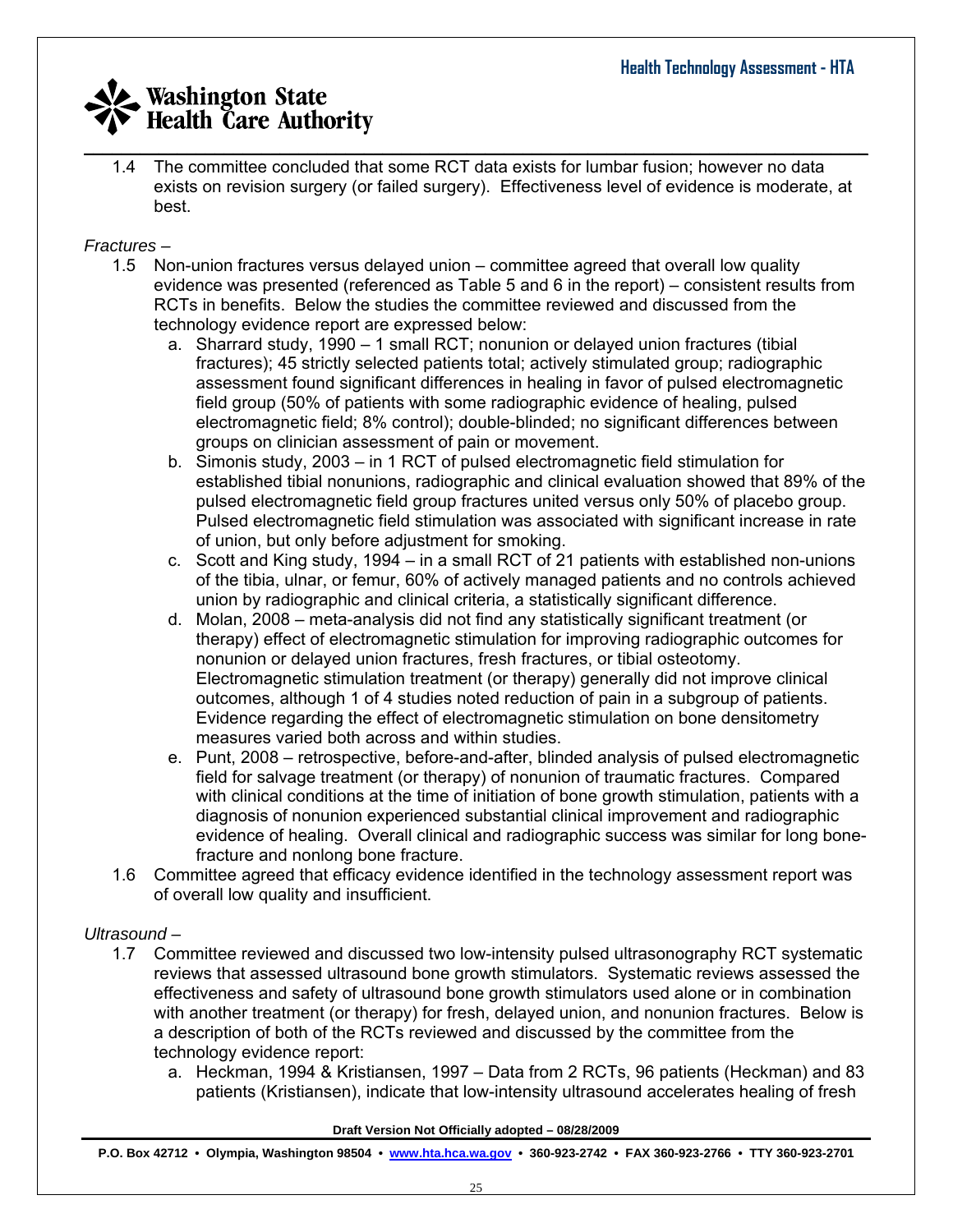1.4 The committee concluded that some RCT data exists for lumbar fusion; however no data exists on revision surgery (or failed surgery). Effectiveness level of evidence is moderate, at best.

*Fractures –*

1.5 Non-union fractures versus delayed union – committee agreed that overall low quality evidence was presented (referenced as Table 5 and 6 in the report) – consistent results from RCTs in benefits. Below the studies the committee reviewed and discussed from the technology evidence report are expressed below:

   a. Sharrard study, 1990 – 1 small RCT; nonunion or delayed union fractures (tibial fractures); 45 strictly selected patients total; actively stimulated group; radiographic assessment found significant differences in healing in favor of pulsed electromagnetic field group (50% of patients with some radiographic evidence of healing, pulsed electromagnetic field; 8% control); double-blinded; no significant differences between groups on clinician assessment of pain or movement.
   b. Simonis study, 2003 – in 1 RCT of pulsed electromagnetic field stimulation for established tibial nonunions, radiographic and clinical evaluation showed that 89% of the pulsed electromagnetic field group fractures united versus only 50% of placebo group. Pulsed electromagnetic field stimulation was associated with significant increase in rate of union, but only before adjustment for smoking.
   c. Scott and King study, 1994 – in a small RCT of 21 patients with established non-unions of the tibia, ulnar, or femur, 60% of actively managed patients and no controls achieved union by radiographic and clinical criteria, a statistically significant difference.
   d. Molan, 2008 – meta-analysis did not find any statistically significant treatment (or therapy) effect of electromagnetic stimulation for improving radiographic outcomes for nonunion or delayed union fractures, fresh fractures, or tibial osteotomy. Electromagnetic stimulation treatment (or therapy) generally did not improve clinical outcomes, although 1 of 4 studies noted reduction of pain in a subgroup of patients. Evidence regarding the effect of electromagnetic stimulation on bone densitometry measures varied both across and within studies.
   e. Punt, 2008 – retrospective, before-and-after, blinded analysis of pulsed electromagnetic field for salvage treatment (or therapy) of nonunion of traumatic fractures. Compared with clinical conditions at the time of initiation of bone growth stimulation, patients with a diagnosis of nonunion experienced substantial clinical improvement and radiographic evidence of healing. Overall clinical and radiographic success was similar for long bone-fracture and nonlong bone fracture.

1.6 Committee agreed that efficacy evidence identified in the technology assessment report was of overall low quality and insufficient.

*Ultrasound –*

1.7 Committee reviewed and discussed two low-intensity pulsed ultrasonography RCT systematic reviews that assessed ultrasound bone growth stimulators. Systematic reviews assessed the effectiveness and safety of ultrasound bone growth stimulators used alone or in combination with another treatment (or therapy) for fresh, delayed union, and nonunion fractures. Below is a description of both of the RCTs reviewed and discussed by the committee from the technology evidence report:

   a. Heckman, 1994 & Kristiansen, 1997 – Data from 2 RCTs, 96 patients (Heckman) and 83 patients (Kristiansen), indicate that low-intensity ultrasound accelerates healing of fresh

**Draft Version Not Officially adopted – 08/28/2009**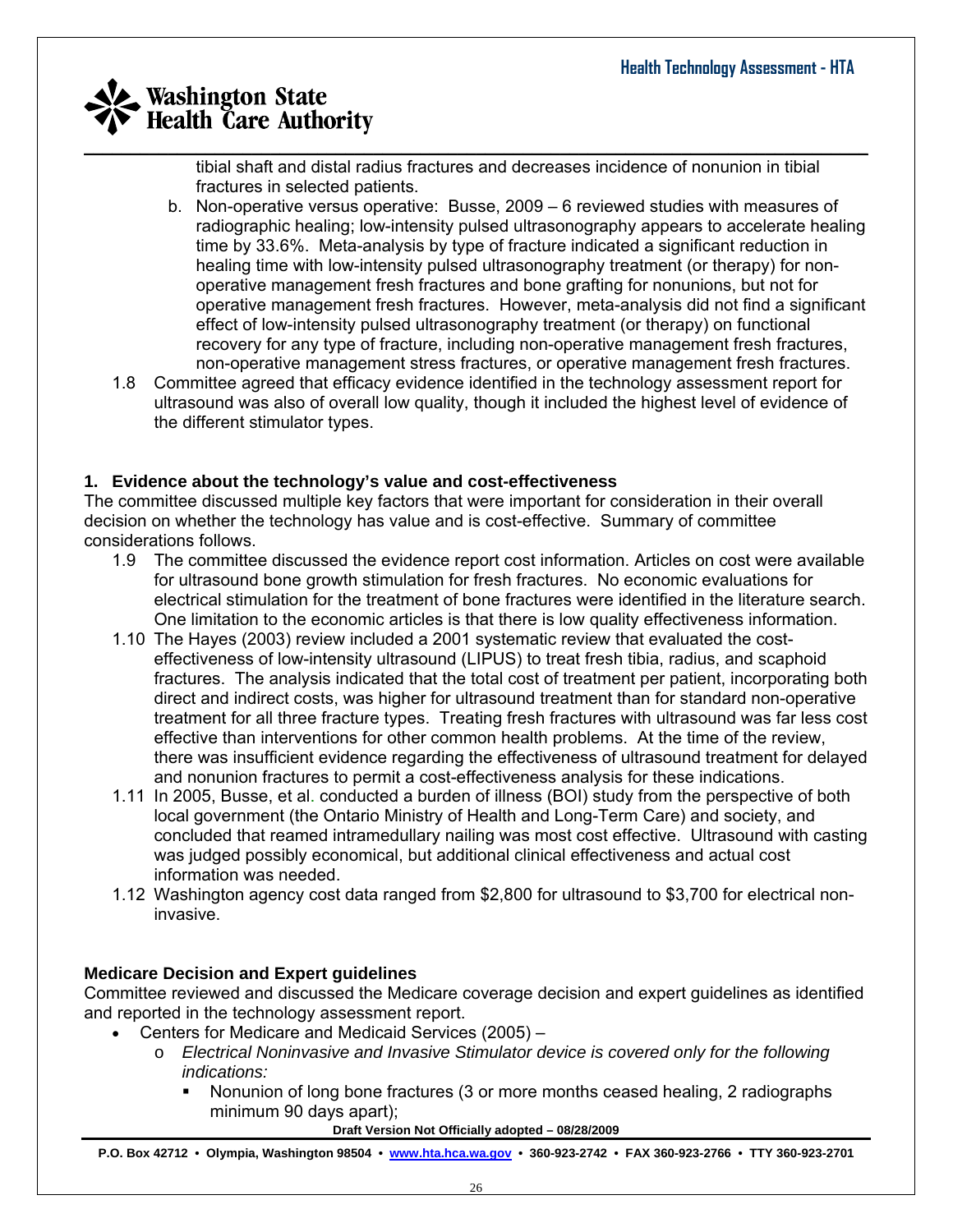tibial shaft and distal radius fractures and decreases incidence of nonunion in tibial fractures in selected patients.

b. Non-operative versus operative: Busse, 2009 – 6 reviewed studies with measures of radiographic healing; low-intensity pulsed ultrasonography appears to accelerate healing time by 33.6%. Meta-analysis by type of fracture indicated a significant reduction in healing time with low-intensity pulsed ultrasonography treatment (or therapy) for non-operative management fresh fractures and bone grafting for nonunions, but not for operative management fresh fractures. However, meta-analysis did not find a significant effect of low-intensity pulsed ultrasonography treatment (or therapy) on functional recovery for any type of fracture, including non-operative management fresh fractures, non-operative management stress fractures, or operative management fresh fractures.

1.8 Committee agreed that efficacy evidence identified in the technology assessment report for ultrasound was also of overall low quality, though it included the highest level of evidence of the different stimulator types.

**1. Evidence about the technology's value and cost-effectiveness**

The committee discussed multiple key factors that were important for consideration in their overall decision on whether the technology has value and is cost-effective. Summary of committee considerations follows.

1.9 The committee discussed the evidence report cost information. Articles on cost were available for ultrasound bone growth stimulation for fresh fractures. No economic evaluations for electrical stimulation for the treatment of bone fractures were identified in the literature search. One limitation to the economic articles is that there is low quality effectiveness information.

1.10 The Hayes (2003) review included a 2001 systematic review that evaluated the cost-effectiveness of low-intensity ultrasound (LIPUS) to treat fresh tibia, radius, and scaphoid fractures. The analysis indicated that the total cost of treatment per patient, incorporating both direct and indirect costs, was higher for ultrasound treatment than for standard non-operative treatment for all three fracture types. Treating fresh fractures with ultrasound was far less cost effective than interventions for other common health problems. At the time of the review, there was insufficient evidence regarding the effectiveness of ultrasound treatment for delayed and nonunion fractures to permit a cost-effectiveness analysis for these indications.

1.11 In 2005, Busse, et al. conducted a burden of illness (BOI) study from the perspective of both local government (the Ontario Ministry of Health and Long-Term Care) and society, and concluded that reamed intramedullary nailing was most cost effective. Ultrasound with casting was judged possibly economical, but additional clinical effectiveness and actual cost information was needed.

1.12 Washington agency cost data ranged from $2,800 for ultrasound to $3,700 for electrical non-invasive.

**Medicare Decision and Expert guidelines**

Committee reviewed and discussed the Medicare coverage decision and expert guidelines as identified and reported in the technology assessment report.

- Centers for Medicare and Medicaid Services (2005) –
  - *Electrical Noninvasive and Invasive Stimulator device is covered only for the following indications:*
    - Nonunion of long bone fractures (3 or more months ceased healing, 2 radiographs minimum 90 days apart);

Draft Version Not Officially adopted – 08/28/2009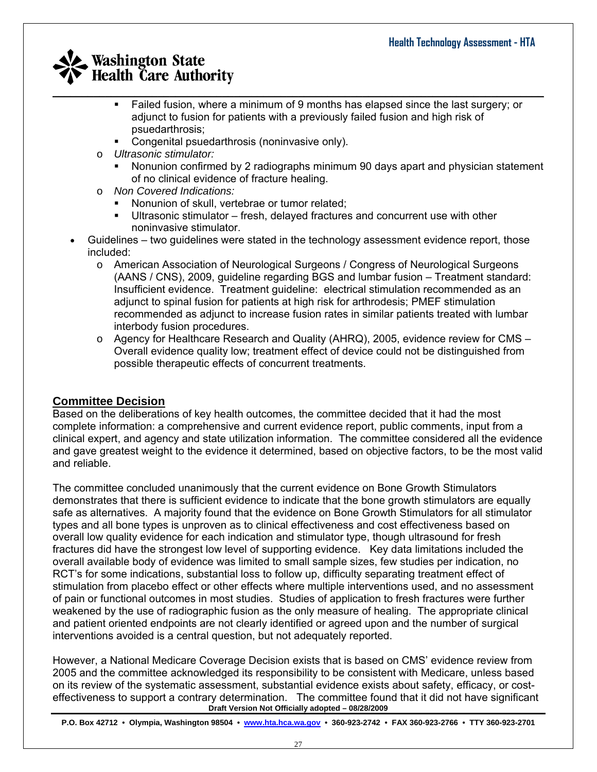- Failed fusion, where a minimum of 9 months has elapsed since the last surgery; or adjunct to fusion for patients with a previously failed fusion and high risk of psuedarthrosis;
        - Congenital psuedarthrosis (noninvasive only).
    - *Ultrasonic stimulator:*
        - Nonunion confirmed by 2 radiographs minimum 90 days apart and physician statement of no clinical evidence of fracture healing.
    - *Non Covered Indications:*
        - Nonunion of skull, vertebrae or tumor related;
        - Ultrasonic stimulator – fresh, delayed fractures and concurrent use with other noninvasive stimulator.
- Guidelines – two guidelines were stated in the technology assessment evidence report, those included:
    - American Association of Neurological Surgeons / Congress of Neurological Surgeons (AANS / CNS), 2009, guideline regarding BGS and lumbar fusion – Treatment standard: Insufficient evidence. Treatment guideline: electrical stimulation recommended as an adjunct to spinal fusion for patients at high risk for arthrodesis; PMEF stimulation recommended as adjunct to increase fusion rates in similar patients treated with lumbar interbody fusion procedures.
    - Agency for Healthcare Research and Quality (AHRQ), 2005, evidence review for CMS – Overall evidence quality low; treatment effect of device could not be distinguished from possible therapeutic effects of concurrent treatments.

## Committee Decision

Based on the deliberations of key health outcomes, the committee decided that it had the most complete information: a comprehensive and current evidence report, public comments, input from a clinical expert, and agency and state utilization information. The committee considered all the evidence and gave greatest weight to the evidence it determined, based on objective factors, to be the most valid and reliable.

The committee concluded unanimously that the current evidence on Bone Growth Stimulators demonstrates that there is sufficient evidence to indicate that the bone growth stimulators are equally safe as alternatives. A majority found that the evidence on Bone Growth Stimulators for all stimulator types and all bone types is unproven as to clinical effectiveness and cost effectiveness based on overall low quality evidence for each indication and stimulator type, though ultrasound for fresh fractures did have the strongest low level of supporting evidence. Key data limitations included the overall available body of evidence was limited to small sample sizes, few studies per indication, no RCT's for some indications, substantial loss to follow up, difficulty separating treatment effect of stimulation from placebo effect or other effects where multiple interventions used, and no assessment of pain or functional outcomes in most studies. Studies of application to fresh fractures were further weakened by the use of radiographic fusion as the only measure of healing. The appropriate clinical and patient oriented endpoints are not clearly identified or agreed upon and the number of surgical interventions avoided is a central question, but not adequately reported.

However, a National Medicare Coverage Decision exists that is based on CMS' evidence review from 2005 and the committee acknowledged its responsibility to be consistent with Medicare, unless based on its review of the systematic assessment, substantial evidence exists about safety, efficacy, or cost-effectiveness to support a contrary determination. The committee found that it did not have significant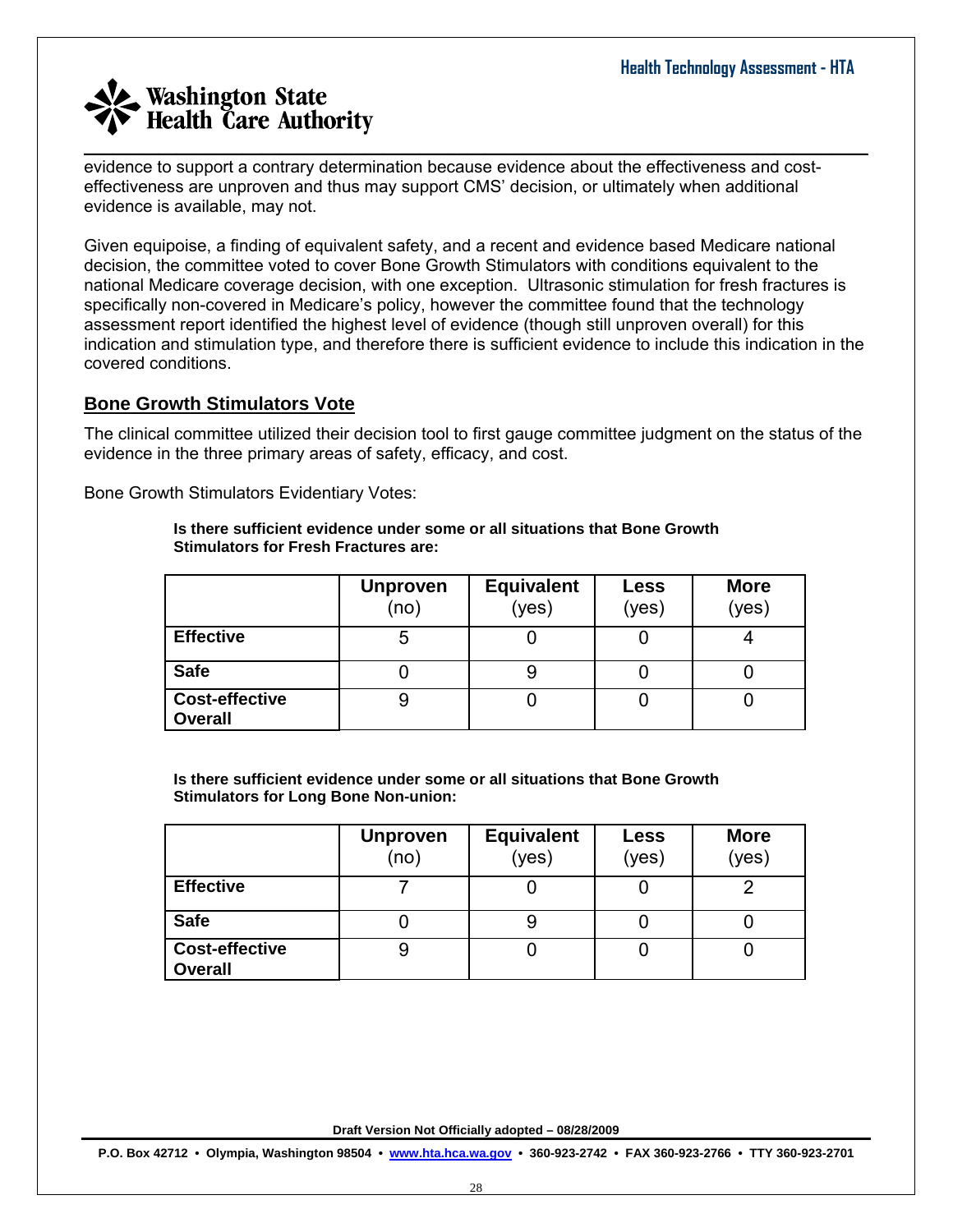evidence to support a contrary determination because evidence about the effectiveness and cost-effectiveness are unproven and thus may support CMS' decision, or ultimately when additional evidence is available, may not.

Given equipoise, a finding of equivalent safety, and a recent and evidence based Medicare national decision, the committee voted to cover Bone Growth Stimulators with conditions equivalent to the national Medicare coverage decision, with one exception. Ultrasonic stimulation for fresh fractures is specifically non-covered in Medicare's policy, however the committee found that the technology assessment report identified the highest level of evidence (though still unproven overall) for this indication and stimulation type, and therefore there is sufficient evidence to include this indication in the covered conditions.

## Bone Growth Stimulators Vote

The clinical committee utilized their decision tool to first gauge committee judgment on the status of the evidence in the three primary areas of safety, efficacy, and cost.

Bone Growth Stimulators Evidentiary Votes:

**Is there sufficient evidence under some or all situations that Bone Growth Stimulators for Fresh Fractures are:**

| | **Unproven** (no) | **Equivalent** (yes) | **Less** (yes) | **More** (yes) |
|---|---|---|---|---|
| **Effective** | 5 | 0 | 0 | 4 |
| **Safe** | 0 | 9 | 0 | 0 |
| **Cost-effective Overall** | 9 | 0 | 0 | 0 |

**Is there sufficient evidence under some or all situations that Bone Growth Stimulators for Long Bone Non-union:**

| | **Unproven** (no) | **Equivalent** (yes) | **Less** (yes) | **More** (yes) |
|---|---|---|---|---|
| **Effective** | 7 | 0 | 0 | 2 |
| **Safe** | 0 | 9 | 0 | 0 |
| **Cost-effective Overall** | 9 | 0 | 0 | 0 |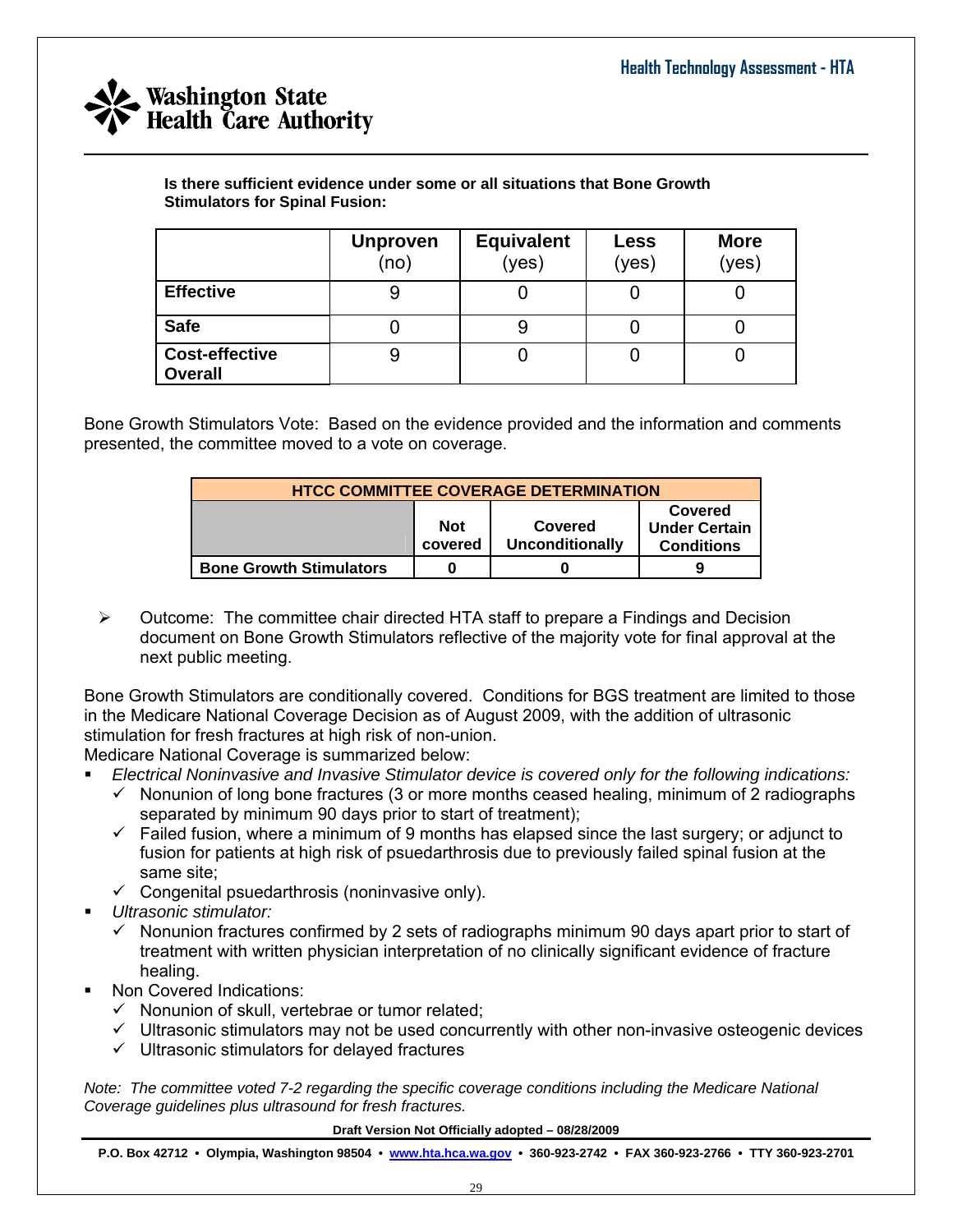**Is there sufficient evidence under some or all situations that Bone Growth Stimulators for Spinal Fusion:**

| | **Unproven** (no) | **Equivalent** (yes) | **Less** (yes) | **More** (yes) |
|---|---|---|---|---|
| **Effective** | 9 | 0 | 0 | 0 |
| **Safe** | 0 | 9 | 0 | 0 |
| **Cost-effective Overall** | 9 | 0 | 0 | 0 |

Bone Growth Stimulators Vote: Based on the evidence provided and the information and comments presented, the committee moved to a vote on coverage.

| **HTCC COMMITTEE COVERAGE DETERMINATION** | | | |
|---|---|---|---|
| | **Not covered** | **Covered Unconditionally** | **Covered Under Certain Conditions** |
| **Bone Growth Stimulators** | **0** | **0** | **9** |

- Outcome: The committee chair directed HTA staff to prepare a Findings and Decision document on Bone Growth Stimulators reflective of the majority vote for final approval at the next public meeting.

Bone Growth Stimulators are conditionally covered. Conditions for BGS treatment are limited to those in the Medicare National Coverage Decision as of August 2009, with the addition of ultrasonic stimulation for fresh fractures at high risk of non-union.
Medicare National Coverage is summarized below:

- *Electrical Noninvasive and Invasive Stimulator device is covered only for the following indications:*
  - ✓ Nonunion of long bone fractures (3 or more months ceased healing, minimum of 2 radiographs separated by minimum 90 days prior to start of treatment);
  - ✓ Failed fusion, where a minimum of 9 months has elapsed since the last surgery; or adjunct to fusion for patients at high risk of psuedarthrosis due to previously failed spinal fusion at the same site;
  - ✓ Congenital psuedarthrosis (noninvasive only).
- *Ultrasonic stimulator:*
  - ✓ Nonunion fractures confirmed by 2 sets of radiographs minimum 90 days apart prior to start of treatment with written physician interpretation of no clinically significant evidence of fracture healing.
- Non Covered Indications:
  - ✓ Nonunion of skull, vertebrae or tumor related;
  - ✓ Ultrasonic stimulators may not be used concurrently with other non-invasive osteogenic devices
  - ✓ Ultrasonic stimulators for delayed fractures

*Note: The committee voted 7-2 regarding the specific coverage conditions including the Medicare National Coverage guidelines plus ultrasound for fresh fractures.*

**Draft Version Not Officially adopted – 08/28/2009**